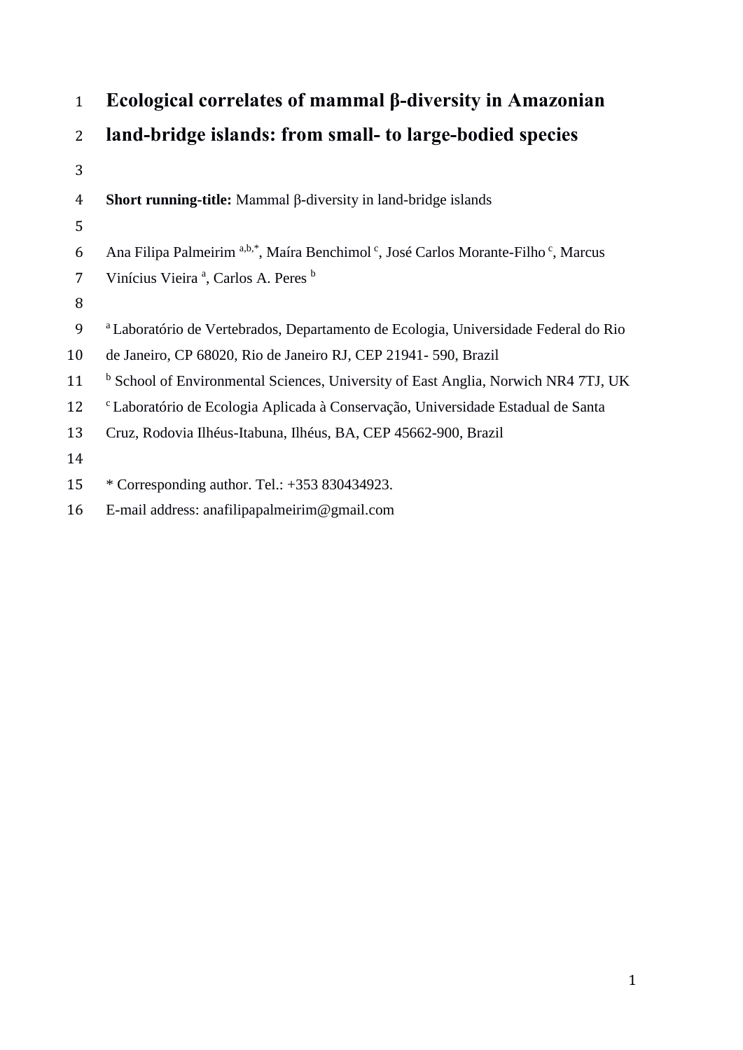# Ecological correlates of mammal β-diversity in Amazonian land-bridge islands: from small- to large-bodied species

**Short running-title:** Mammal β-diversity in land-bridge islands

Ana Filipa Palmeirim [a,b,*], Maíra Benchimol [c], José Carlos Morante-Filho [c], Marcus Vinícius Vieira [a], Carlos A. Peres [b]

[a] Laboratório de Vertebrados, Departamento de Ecologia, Universidade Federal do Rio de Janeiro, CP 68020, Rio de Janeiro RJ, CEP 21941- 590, Brazil

[b] School of Environmental Sciences, University of East Anglia, Norwich NR4 7TJ, UK

[c] Laboratório de Ecologia Aplicada à Conservação, Universidade Estadual de Santa Cruz, Rodovia Ilhéus-Itabuna, Ilhéus, BA, CEP 45662-900, Brazil

* Corresponding author. Tel.: +353 830434923.

E-mail address: anafilipapalmeirim@gmail.com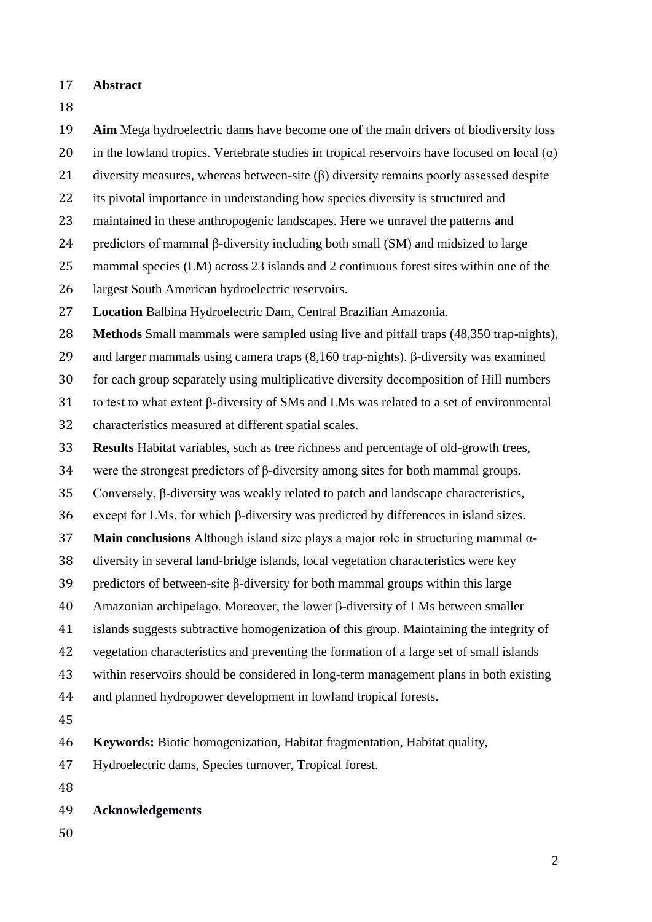## Abstract

**Aim** Mega hydroelectric dams have become one of the main drivers of biodiversity loss in the lowland tropics. Vertebrate studies in tropical reservoirs have focused on local ($\alpha$) diversity measures, whereas between-site ($\beta$) diversity remains poorly assessed despite its pivotal importance in understanding how species diversity is structured and maintained in these anthropogenic landscapes. Here we unravel the patterns and predictors of mammal $\beta$-diversity including both small (SM) and midsized to large mammal species (LM) across 23 islands and 2 continuous forest sites within one of the largest South American hydroelectric reservoirs.

**Location** Balbina Hydroelectric Dam, Central Brazilian Amazonia.

**Methods** Small mammals were sampled using live and pitfall traps (48,350 trap-nights), and larger mammals using camera traps (8,160 trap-nights). $\beta$-diversity was examined for each group separately using multiplicative diversity decomposition of Hill numbers to test to what extent $\beta$-diversity of SMs and LMs was related to a set of environmental characteristics measured at different spatial scales.

**Results** Habitat variables, such as tree richness and percentage of old-growth trees, were the strongest predictors of $\beta$-diversity among sites for both mammal groups. Conversely, $\beta$-diversity was weakly related to patch and landscape characteristics, except for LMs, for which $\beta$-diversity was predicted by differences in island sizes.

**Main conclusions** Although island size plays a major role in structuring mammal $\alpha$-diversity in several land-bridge islands, local vegetation characteristics were key predictors of between-site $\beta$-diversity for both mammal groups within this large Amazonian archipelago. Moreover, the lower $\beta$-diversity of LMs between smaller islands suggests subtractive homogenization of this group. Maintaining the integrity of vegetation characteristics and preventing the formation of a large set of small islands within reservoirs should be considered in long-term management plans in both existing and planned hydropower development in lowland tropical forests.

**Keywords:** Biotic homogenization, Habitat fragmentation, Habitat quality, Hydroelectric dams, Species turnover, Tropical forest.

## Acknowledgements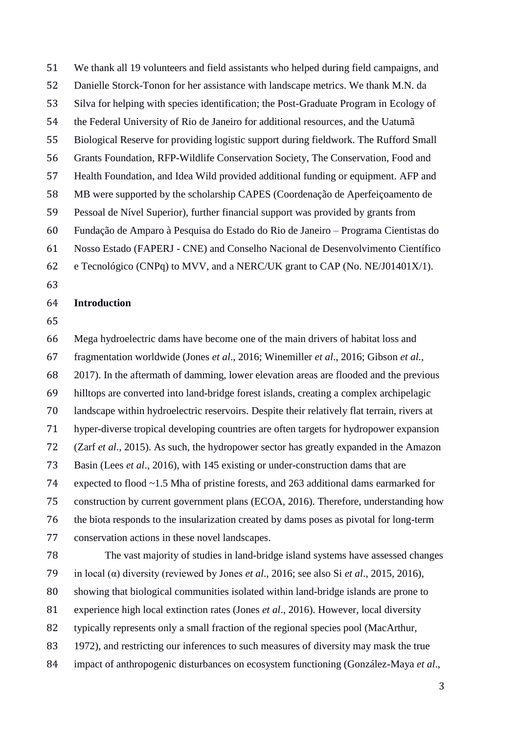We thank all 19 volunteers and field assistants who helped during field campaigns, and Danielle Storck-Tonon for her assistance with landscape metrics. We thank M.N. da Silva for helping with species identification; the Post-Graduate Program in Ecology of the Federal University of Rio de Janeiro for additional resources, and the Uatumã Biological Reserve for providing logistic support during fieldwork. The Rufford Small Grants Foundation, RFP-Wildlife Conservation Society, The Conservation, Food and Health Foundation, and Idea Wild provided additional funding or equipment. AFP and MB were supported by the scholarship CAPES (Coordenação de Aperfeiçoamento de Pessoal de Nível Superior), further financial support was provided by grants from Fundação de Amparo à Pesquisa do Estado do Rio de Janeiro – Programa Cientistas do Nosso Estado (FAPERJ - CNE) and Conselho Nacional de Desenvolvimento Científico e Tecnológico (CNPq) to MVV, and a NERC/UK grant to CAP (No. NE/J01401X/1).

## Introduction

Mega hydroelectric dams have become one of the main drivers of habitat loss and fragmentation worldwide (Jones *et al*., 2016; Winemiller *et al*., 2016; Gibson *et al.*, 2017). In the aftermath of damming, lower elevation areas are flooded and the previous hilltops are converted into land-bridge forest islands, creating a complex archipelagic landscape within hydroelectric reservoirs. Despite their relatively flat terrain, rivers at hyper-diverse tropical developing countries are often targets for hydropower expansion (Zarf *et al*., 2015). As such, the hydropower sector has greatly expanded in the Amazon Basin (Lees *et al*., 2016), with 145 existing or under-construction dams that are expected to flood ~1.5 Mha of pristine forests, and 263 additional dams earmarked for construction by current government plans (ECOA, 2016). Therefore, understanding how the biota responds to the insularization created by dams poses as pivotal for long-term conservation actions in these novel landscapes.

The vast majority of studies in land-bridge island systems have assessed changes in local (α) diversity (reviewed by Jones *et al*., 2016; see also Si *et al*., 2015, 2016), showing that biological communities isolated within land-bridge islands are prone to experience high local extinction rates (Jones *et al*., 2016). However, local diversity typically represents only a small fraction of the regional species pool (MacArthur, 1972), and restricting our inferences to such measures of diversity may mask the true impact of anthropogenic disturbances on ecosystem functioning (González-Maya *et al*.,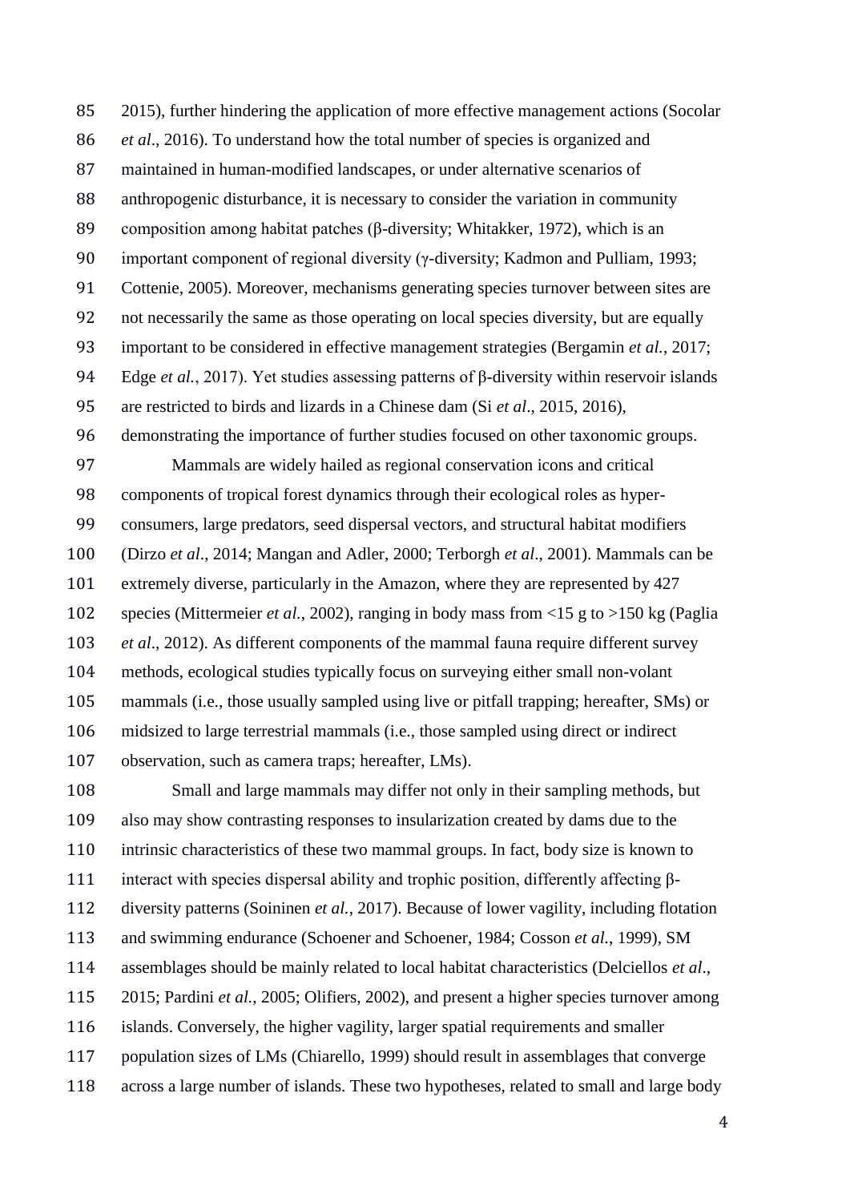2015), further hindering the application of more effective management actions (Socolar *et al*., 2016). To understand how the total number of species is organized and maintained in human-modified landscapes, or under alternative scenarios of anthropogenic disturbance, it is necessary to consider the variation in community composition among habitat patches (β-diversity; Whitakker, 1972), which is an important component of regional diversity (γ-diversity; Kadmon and Pulliam, 1993; Cottenie, 2005). Moreover, mechanisms generating species turnover between sites are not necessarily the same as those operating on local species diversity, but are equally important to be considered in effective management strategies (Bergamin *et al.*, 2017; Edge *et al.*, 2017). Yet studies assessing patterns of β-diversity within reservoir islands are restricted to birds and lizards in a Chinese dam (Si *et al*., 2015, 2016), demonstrating the importance of further studies focused on other taxonomic groups.

Mammals are widely hailed as regional conservation icons and critical components of tropical forest dynamics through their ecological roles as hyper-consumers, large predators, seed dispersal vectors, and structural habitat modifiers (Dirzo *et al*., 2014; Mangan and Adler, 2000; Terborgh *et al*., 2001). Mammals can be extremely diverse, particularly in the Amazon, where they are represented by 427 species (Mittermeier *et al.*, 2002), ranging in body mass from <15 g to >150 kg (Paglia *et al*., 2012). As different components of the mammal fauna require different survey methods, ecological studies typically focus on surveying either small non-volant mammals (i.e., those usually sampled using live or pitfall trapping; hereafter, SMs) or midsized to large terrestrial mammals (i.e., those sampled using direct or indirect observation, such as camera traps; hereafter, LMs).

Small and large mammals may differ not only in their sampling methods, but also may show contrasting responses to insularization created by dams due to the intrinsic characteristics of these two mammal groups. In fact, body size is known to interact with species dispersal ability and trophic position, differently affecting β-diversity patterns (Soininen *et al.*, 2017). Because of lower vagility, including flotation and swimming endurance (Schoener and Schoener, 1984; Cosson *et al.*, 1999), SM assemblages should be mainly related to local habitat characteristics (Delciellos *et al*., 2015; Pardini *et al.*, 2005; Olifiers, 2002), and present a higher species turnover among islands. Conversely, the higher vagility, larger spatial requirements and smaller population sizes of LMs (Chiarello, 1999) should result in assemblages that converge across a large number of islands. These two hypotheses, related to small and large body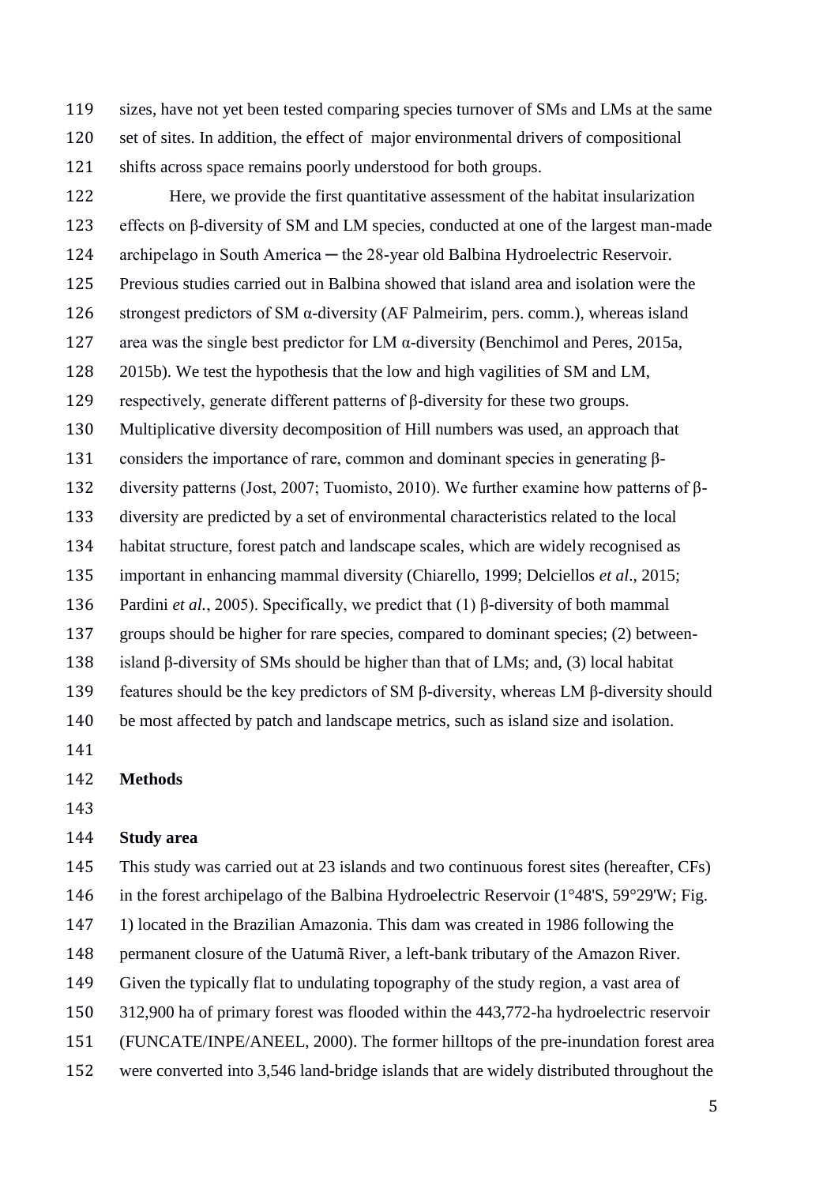sizes, have not yet been tested comparing species turnover of SMs and LMs at the same set of sites. In addition, the effect of major environmental drivers of compositional shifts across space remains poorly understood for both groups.

Here, we provide the first quantitative assessment of the habitat insularization effects on β-diversity of SM and LM species, conducted at one of the largest man-made archipelago in South America ─ the 28-year old Balbina Hydroelectric Reservoir. Previous studies carried out in Balbina showed that island area and isolation were the strongest predictors of SM α-diversity (AF Palmeirim, pers. comm.), whereas island area was the single best predictor for LM α-diversity (Benchimol and Peres, 2015a, 2015b). We test the hypothesis that the low and high vagilities of SM and LM, respectively, generate different patterns of β-diversity for these two groups. Multiplicative diversity decomposition of Hill numbers was used, an approach that considers the importance of rare, common and dominant species in generating β-diversity patterns (Jost, 2007; Tuomisto, 2010). We further examine how patterns of β-diversity are predicted by a set of environmental characteristics related to the local habitat structure, forest patch and landscape scales, which are widely recognised as important in enhancing mammal diversity (Chiarello, 1999; Delciellos *et al*., 2015; Pardini *et al.*, 2005). Specifically, we predict that (1) β-diversity of both mammal groups should be higher for rare species, compared to dominant species; (2) between-island β-diversity of SMs should be higher than that of LMs; and, (3) local habitat features should be the key predictors of SM β-diversity, whereas LM β-diversity should be most affected by patch and landscape metrics, such as island size and isolation.

## Methods

### Study area

This study was carried out at 23 islands and two continuous forest sites (hereafter, CFs) in the forest archipelago of the Balbina Hydroelectric Reservoir (1°48'S, 59°29'W; Fig. 1) located in the Brazilian Amazonia. This dam was created in 1986 following the permanent closure of the Uatumã River, a left-bank tributary of the Amazon River. Given the typically flat to undulating topography of the study region, a vast area of 312,900 ha of primary forest was flooded within the 443,772-ha hydroelectric reservoir (FUNCATE/INPE/ANEEL, 2000). The former hilltops of the pre-inundation forest area were converted into 3,546 land-bridge islands that are widely distributed throughout the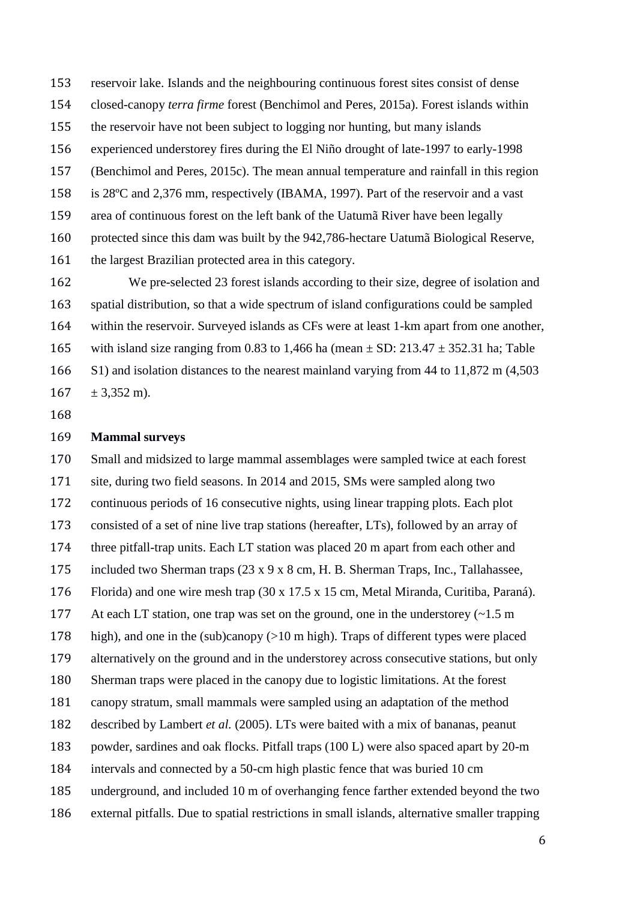reservoir lake. Islands and the neighbouring continuous forest sites consist of dense closed-canopy *terra firme* forest (Benchimol and Peres, 2015a). Forest islands within the reservoir have not been subject to logging nor hunting, but many islands experienced understorey fires during the El Niño drought of late-1997 to early-1998 (Benchimol and Peres, 2015c). The mean annual temperature and rainfall in this region is 28ºC and 2,376 mm, respectively (IBAMA, 1997). Part of the reservoir and a vast area of continuous forest on the left bank of the Uatumã River have been legally protected since this dam was built by the 942,786-hectare Uatumã Biological Reserve, the largest Brazilian protected area in this category.

We pre-selected 23 forest islands according to their size, degree of isolation and spatial distribution, so that a wide spectrum of island configurations could be sampled within the reservoir. Surveyed islands as CFs were at least 1-km apart from one another, with island size ranging from 0.83 to 1,466 ha (mean ± SD: 213.47 ± 352.31 ha; Table S1) and isolation distances to the nearest mainland varying from 44 to 11,872 m (4,503 ± 3,352 m).

## Mammal surveys

Small and midsized to large mammal assemblages were sampled twice at each forest site, during two field seasons. In 2014 and 2015, SMs were sampled along two continuous periods of 16 consecutive nights, using linear trapping plots. Each plot consisted of a set of nine live trap stations (hereafter, LTs), followed by an array of three pitfall-trap units. Each LT station was placed 20 m apart from each other and included two Sherman traps (23 x 9 x 8 cm, H. B. Sherman Traps, Inc., Tallahassee, Florida) and one wire mesh trap (30 x 17.5 x 15 cm, Metal Miranda, Curitiba, Paraná). At each LT station, one trap was set on the ground, one in the understorey (~1.5 m high), and one in the (sub)canopy (>10 m high). Traps of different types were placed alternatively on the ground and in the understorey across consecutive stations, but only Sherman traps were placed in the canopy due to logistic limitations. At the forest canopy stratum, small mammals were sampled using an adaptation of the method described by Lambert *et al.* (2005). LTs were baited with a mix of bananas, peanut powder, sardines and oak flocks. Pitfall traps (100 L) were also spaced apart by 20-m intervals and connected by a 50-cm high plastic fence that was buried 10 cm underground, and included 10 m of overhanging fence farther extended beyond the two external pitfalls. Due to spatial restrictions in small islands, alternative smaller trapping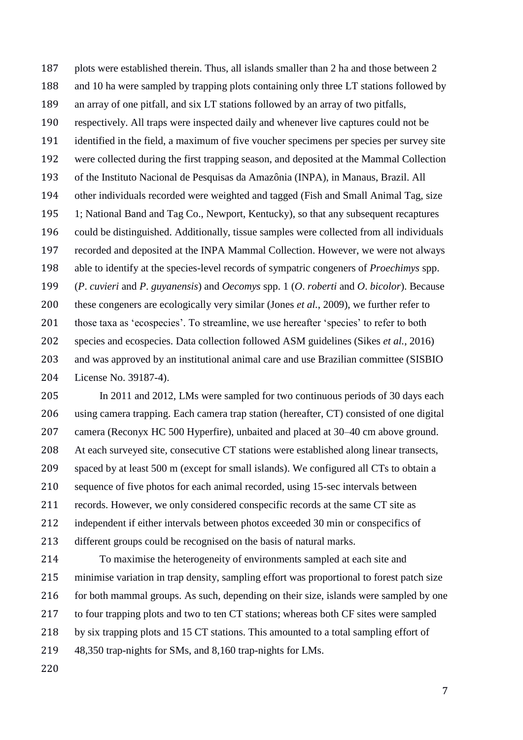plots were established therein. Thus, all islands smaller than 2 ha and those between 2 and 10 ha were sampled by trapping plots containing only three LT stations followed by an array of one pitfall, and six LT stations followed by an array of two pitfalls, respectively. All traps were inspected daily and whenever live captures could not be identified in the field, a maximum of five voucher specimens per species per survey site were collected during the first trapping season, and deposited at the Mammal Collection of the Instituto Nacional de Pesquisas da Amazônia (INPA), in Manaus, Brazil. All other individuals recorded were weighted and tagged (Fish and Small Animal Tag, size 1; National Band and Tag Co., Newport, Kentucky), so that any subsequent recaptures could be distinguished. Additionally, tissue samples were collected from all individuals recorded and deposited at the INPA Mammal Collection. However, we were not always able to identify at the species-level records of sympatric congeners of *Proechimys* spp. (*P. cuvieri* and *P. guyanensis*) and *Oecomys* spp. 1 (*O. roberti* and *O. bicolor*). Because these congeners are ecologically very similar (Jones *et al.*, 2009), we further refer to those taxa as 'ecospecies'. To streamline, we use hereafter 'species' to refer to both species and ecospecies. Data collection followed ASM guidelines (Sikes *et al.*, 2016) and was approved by an institutional animal care and use Brazilian committee (SISBIO License No. 39187-4).

In 2011 and 2012, LMs were sampled for two continuous periods of 30 days each using camera trapping. Each camera trap station (hereafter, CT) consisted of one digital camera (Reconyx HC 500 Hyperfire), unbaited and placed at 30–40 cm above ground. At each surveyed site, consecutive CT stations were established along linear transects, spaced by at least 500 m (except for small islands). We configured all CTs to obtain a sequence of five photos for each animal recorded, using 15-sec intervals between records. However, we only considered conspecific records at the same CT site as independent if either intervals between photos exceeded 30 min or conspecifics of different groups could be recognised on the basis of natural marks.

To maximise the heterogeneity of environments sampled at each site and minimise variation in trap density, sampling effort was proportional to forest patch size for both mammal groups. As such, depending on their size, islands were sampled by one to four trapping plots and two to ten CT stations; whereas both CF sites were sampled by six trapping plots and 15 CT stations. This amounted to a total sampling effort of 48,350 trap-nights for SMs, and 8,160 trap-nights for LMs.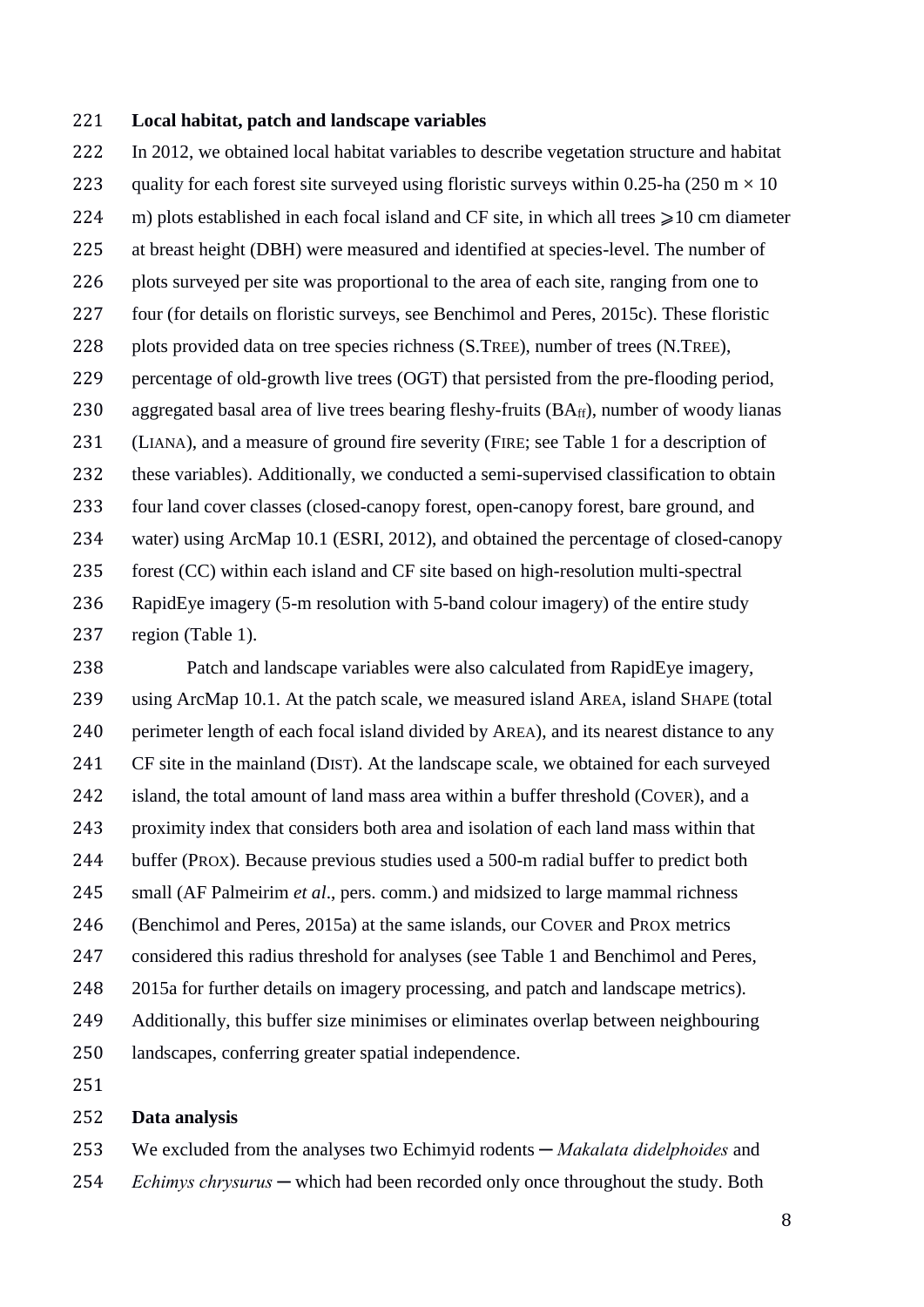**Local habitat, patch and landscape variables**

In 2012, we obtained local habitat variables to describe vegetation structure and habitat quality for each forest site surveyed using floristic surveys within 0.25-ha (250 m × 10 m) plots established in each focal island and CF site, in which all trees ⩾10 cm diameter at breast height (DBH) were measured and identified at species-level. The number of plots surveyed per site was proportional to the area of each site, ranging from one to four (for details on floristic surveys, see Benchimol and Peres, 2015c). These floristic plots provided data on tree species richness (S.TREE), number of trees (N.TREE), percentage of old-growth live trees (OGT) that persisted from the pre-flooding period, aggregated basal area of live trees bearing fleshy-fruits ($BA_{ff}$), number of woody lianas (LIANA), and a measure of ground fire severity (FIRE; see Table 1 for a description of these variables). Additionally, we conducted a semi-supervised classification to obtain four land cover classes (closed-canopy forest, open-canopy forest, bare ground, and water) using ArcMap 10.1 (ESRI, 2012), and obtained the percentage of closed-canopy forest (CC) within each island and CF site based on high-resolution multi-spectral RapidEye imagery (5-m resolution with 5-band colour imagery) of the entire study region (Table 1).

Patch and landscape variables were also calculated from RapidEye imagery, using ArcMap 10.1. At the patch scale, we measured island AREA, island SHAPE (total perimeter length of each focal island divided by AREA), and its nearest distance to any CF site in the mainland (DIST). At the landscape scale, we obtained for each surveyed island, the total amount of land mass area within a buffer threshold (COVER), and a proximity index that considers both area and isolation of each land mass within that buffer (PROX). Because previous studies used a 500-m radial buffer to predict both small (AF Palmeirim *et al*., pers. comm.) and midsized to large mammal richness (Benchimol and Peres, 2015a) at the same islands, our COVER and PROX metrics considered this radius threshold for analyses (see Table 1 and Benchimol and Peres, 2015a for further details on imagery processing, and patch and landscape metrics). Additionally, this buffer size minimises or eliminates overlap between neighbouring landscapes, conferring greater spatial independence.

**Data analysis**

We excluded from the analyses two Echimyid rodents ─ *Makalata didelphoides* and *Echimys chrysurus* ─ which had been recorded only once throughout the study. Both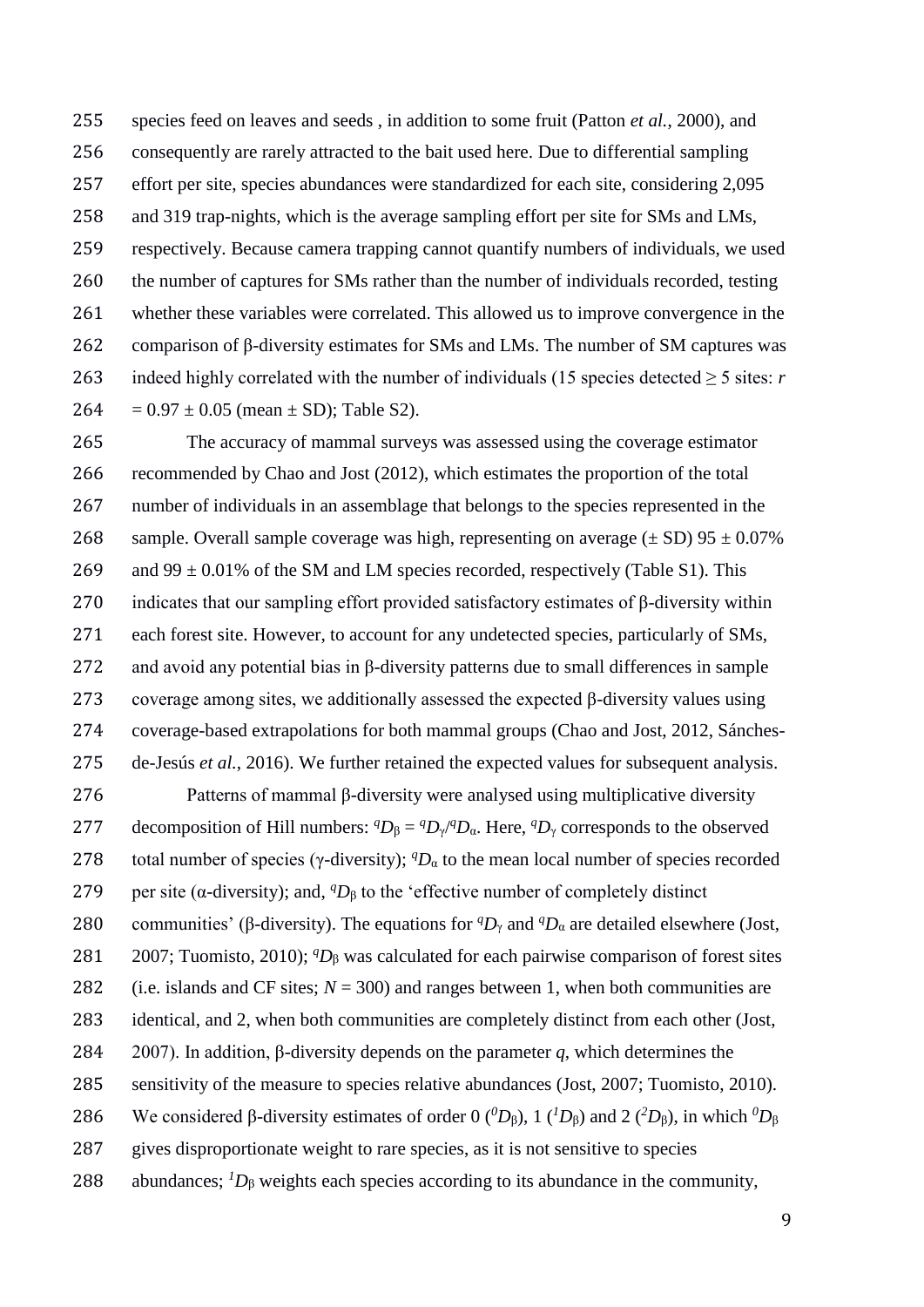species feed on leaves and seeds , in addition to some fruit (Patton *et al.*, 2000), and consequently are rarely attracted to the bait used here. Due to differential sampling effort per site, species abundances were standardized for each site, considering 2,095 and 319 trap-nights, which is the average sampling effort per site for SMs and LMs, respectively. Because camera trapping cannot quantify numbers of individuals, we used the number of captures for SMs rather than the number of individuals recorded, testing whether these variables were correlated. This allowed us to improve convergence in the comparison of β-diversity estimates for SMs and LMs. The number of SM captures was indeed highly correlated with the number of individuals (15 species detected ≥ 5 sites: $r = 0.97 \pm 0.05$ (mean ± SD); Table S2).

The accuracy of mammal surveys was assessed using the coverage estimator recommended by Chao and Jost (2012), which estimates the proportion of the total number of individuals in an assemblage that belongs to the species represented in the sample. Overall sample coverage was high, representing on average (± SD) 95 ± 0.07% and 99 ± 0.01% of the SM and LM species recorded, respectively (Table S1). This indicates that our sampling effort provided satisfactory estimates of β-diversity within each forest site. However, to account for any undetected species, particularly of SMs, and avoid any potential bias in β-diversity patterns due to small differences in sample coverage among sites, we additionally assessed the expected β-diversity values using coverage-based extrapolations for both mammal groups (Chao and Jost, 2012, Sánches-de-Jesús *et al.*, 2016). We further retained the expected values for subsequent analysis.

Patterns of mammal β-diversity were analysed using multiplicative diversity decomposition of Hill numbers: ${}^{q}D_{\beta} = {}^{q}D_{\gamma}/{}^{q}D_{\alpha}$. Here, ${}^{q}D_{\gamma}$ corresponds to the observed total number of species (γ-diversity); ${}^{q}D_{\alpha}$ to the mean local number of species recorded per site (α-diversity); and, ${}^{q}D_{\beta}$ to the 'effective number of completely distinct communities' (β-diversity). The equations for ${}^{q}D_{\gamma}$ and ${}^{q}D_{\alpha}$ are detailed elsewhere (Jost, 2007; Tuomisto, 2010); ${}^{q}D_{\beta}$ was calculated for each pairwise comparison of forest sites (i.e. islands and CF sites; $N = 300$) and ranges between 1, when both communities are identical, and 2, when both communities are completely distinct from each other (Jost, 2007). In addition, β-diversity depends on the parameter $q$, which determines the sensitivity of the measure to species relative abundances (Jost, 2007; Tuomisto, 2010). We considered β-diversity estimates of order 0 (${}^{0}D_{\beta}$), 1 (${}^{1}D_{\beta}$) and 2 (${}^{2}D_{\beta}$), in which ${}^{0}D_{\beta}$ gives disproportionate weight to rare species, as it is not sensitive to species abundances; ${}^{1}D_{\beta}$ weights each species according to its abundance in the community,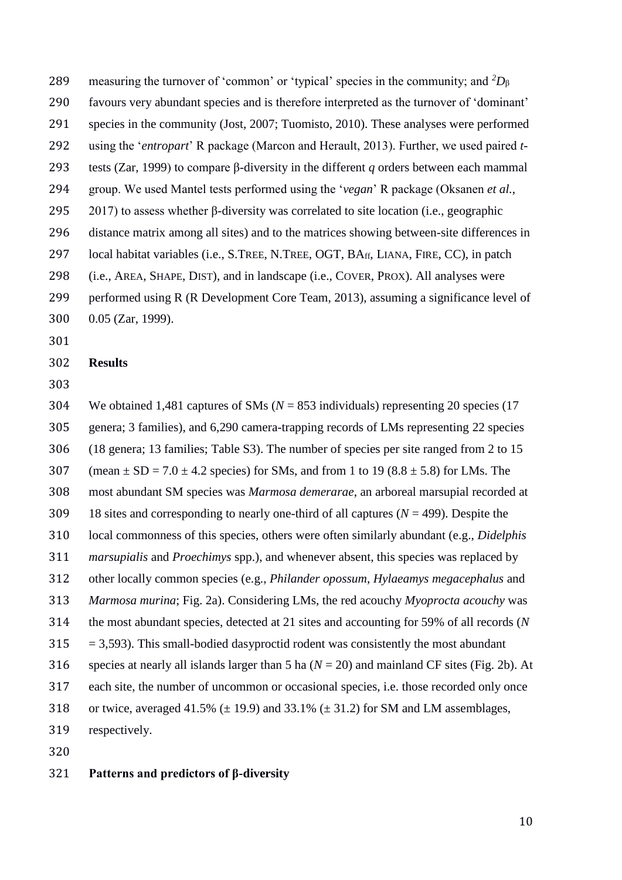measuring the turnover of 'common' or 'typical' species in the community; and ${}^{2}D_{\beta}$ favours very abundant species and is therefore interpreted as the turnover of 'dominant' species in the community (Jost, 2007; Tuomisto, 2010). These analyses were performed using the '*entropart*' R package (Marcon and Herault, 2013). Further, we used paired *t*-tests (Zar, 1999) to compare β-diversity in the different *q* orders between each mammal group. We used Mantel tests performed using the '*vegan*' R package (Oksanen *et al.*, 2017) to assess whether β-diversity was correlated to site location (i.e., geographic distance matrix among all sites) and to the matrices showing between-site differences in local habitat variables (i.e., S.TREE, N.TREE, OGT, $BA_{ff}$, LIANA, FIRE, CC), in patch (i.e., AREA, SHAPE, DIST), and in landscape (i.e., COVER, PROX). All analyses were performed using R (R Development Core Team, 2013), assuming a significance level of 0.05 (Zar, 1999).

## Results

We obtained 1,481 captures of SMs ($N$ = 853 individuals) representing 20 species (17 genera; 3 families), and 6,290 camera-trapping records of LMs representing 22 species (18 genera; 13 families; Table S3). The number of species per site ranged from 2 to 15 (mean ± SD = 7.0 ± 4.2 species) for SMs, and from 1 to 19 (8.8 ± 5.8) for LMs. The most abundant SM species was *Marmosa demerarae*, an arboreal marsupial recorded at 18 sites and corresponding to nearly one-third of all captures ($N$ = 499). Despite the local commonness of this species, others were often similarly abundant (e.g., *Didelphis marsupialis* and *Proechimys* spp.), and whenever absent, this species was replaced by other locally common species (e.g., *Philander opossum*, *Hylaeamys megacephalus* and *Marmosa murina*; Fig. 2a). Considering LMs, the red acouchy *Myoprocta acouchy* was the most abundant species, detected at 21 sites and accounting for 59% of all records ($N$ = 3,593). This small-bodied dasyproctid rodent was consistently the most abundant species at nearly all islands larger than 5 ha ($N$ = 20) and mainland CF sites (Fig. 2b). At each site, the number of uncommon or occasional species, i.e. those recorded only once or twice, averaged 41.5% (± 19.9) and 33.1% (± 31.2) for SM and LM assemblages, respectively.

### Patterns and predictors of β-diversity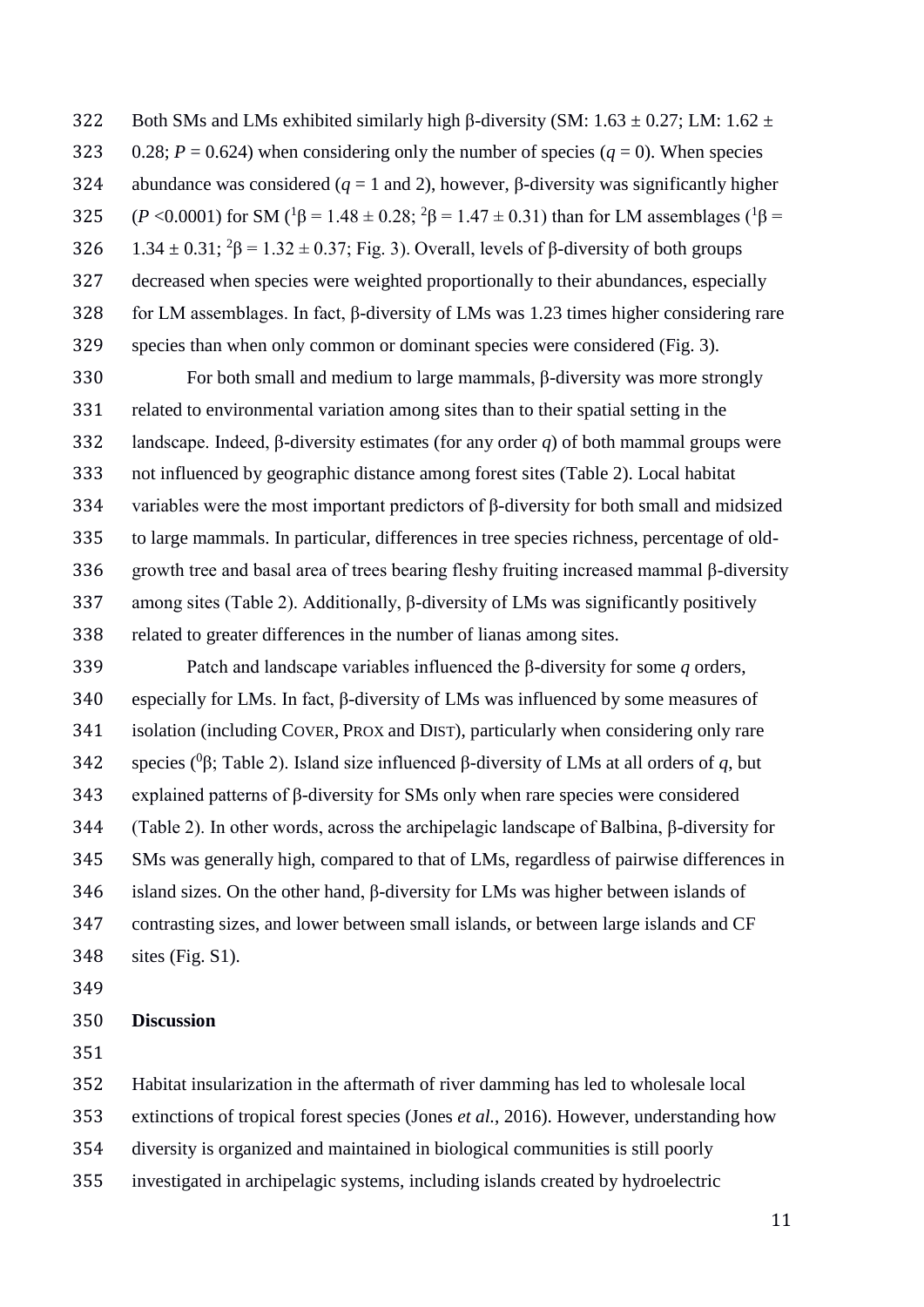Both SMs and LMs exhibited similarly high β-diversity (SM: 1.63 ± 0.27; LM: 1.62 ± 0.28; $P = 0.624$) when considering only the number of species ($q = 0$). When species abundance was considered ($q = 1$ and 2), however, β-diversity was significantly higher ($P < 0.0001$) for SM ($^{1}\beta = 1.48 \pm 0.28$; $^{2}\beta = 1.47 \pm 0.31$) than for LM assemblages ($^{1}\beta = 1.34 \pm 0.31$; $^{2}\beta = 1.32 \pm 0.37$; Fig. 3). Overall, levels of β-diversity of both groups decreased when species were weighted proportionally to their abundances, especially for LM assemblages. In fact, β-diversity of LMs was 1.23 times higher considering rare species than when only common or dominant species were considered (Fig. 3).

For both small and medium to large mammals, β-diversity was more strongly related to environmental variation among sites than to their spatial setting in the landscape. Indeed, β-diversity estimates (for any order *q*) of both mammal groups were not influenced by geographic distance among forest sites (Table 2). Local habitat variables were the most important predictors of β-diversity for both small and midsized to large mammals. In particular, differences in tree species richness, percentage of old-growth tree and basal area of trees bearing fleshy fruiting increased mammal β-diversity among sites (Table 2). Additionally, β-diversity of LMs was significantly positively related to greater differences in the number of lianas among sites.

Patch and landscape variables influenced the β-diversity for some *q* orders, especially for LMs. In fact, β-diversity of LMs was influenced by some measures of isolation (including COVER, PROX and DIST), particularly when considering only rare species ($^{0}\beta$; Table 2). Island size influenced β-diversity of LMs at all orders of *q*, but explained patterns of β-diversity for SMs only when rare species were considered (Table 2). In other words, across the archipelagic landscape of Balbina, β-diversity for SMs was generally high, compared to that of LMs, regardless of pairwise differences in island sizes. On the other hand, β-diversity for LMs was higher between islands of contrasting sizes, and lower between small islands, or between large islands and CF sites (Fig. S1).

## Discussion

Habitat insularization in the aftermath of river damming has led to wholesale local extinctions of tropical forest species (Jones *et al.*, 2016). However, understanding how diversity is organized and maintained in biological communities is still poorly investigated in archipelagic systems, including islands created by hydroelectric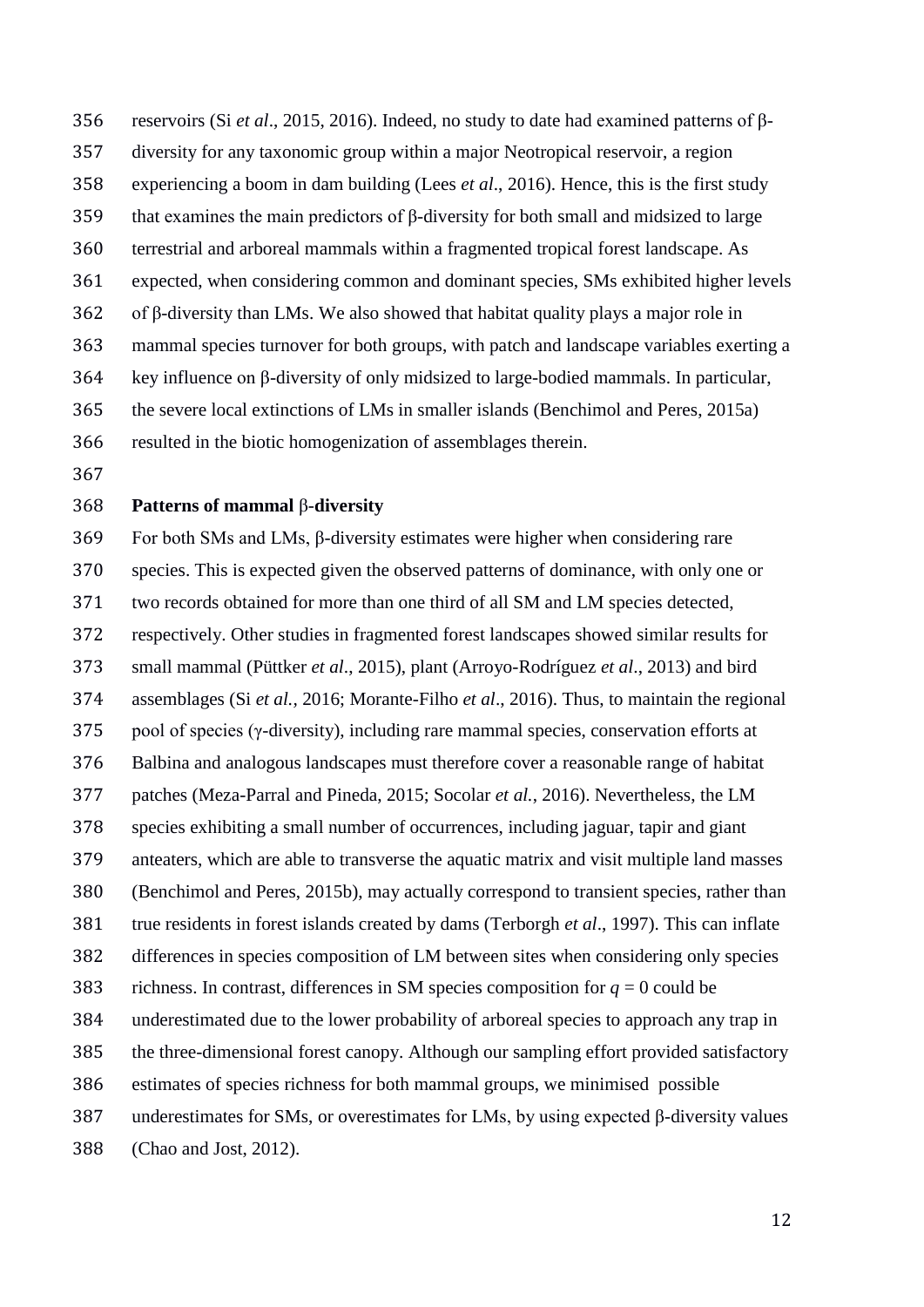reservoirs (Si *et al*., 2015, 2016). Indeed, no study to date had examined patterns of β-diversity for any taxonomic group within a major Neotropical reservoir, a region experiencing a boom in dam building (Lees *et al*., 2016). Hence, this is the first study that examines the main predictors of β-diversity for both small and midsized to large terrestrial and arboreal mammals within a fragmented tropical forest landscape. As expected, when considering common and dominant species, SMs exhibited higher levels of β-diversity than LMs. We also showed that habitat quality plays a major role in mammal species turnover for both groups, with patch and landscape variables exerting a key influence on β-diversity of only midsized to large-bodied mammals. In particular, the severe local extinctions of LMs in smaller islands (Benchimol and Peres, 2015a) resulted in the biotic homogenization of assemblages therein.

## Patterns of mammal β-diversity

For both SMs and LMs, β-diversity estimates were higher when considering rare species. This is expected given the observed patterns of dominance, with only one or two records obtained for more than one third of all SM and LM species detected, respectively. Other studies in fragmented forest landscapes showed similar results for small mammal (Püttker *et al*., 2015), plant (Arroyo-Rodríguez *et al*., 2013) and bird assemblages (Si *et al.*, 2016; Morante-Filho *et al*., 2016). Thus, to maintain the regional pool of species (γ-diversity), including rare mammal species, conservation efforts at Balbina and analogous landscapes must therefore cover a reasonable range of habitat patches (Meza-Parral and Pineda, 2015; Socolar *et al.*, 2016). Nevertheless, the LM species exhibiting a small number of occurrences, including jaguar, tapir and giant anteaters, which are able to transverse the aquatic matrix and visit multiple land masses (Benchimol and Peres, 2015b), may actually correspond to transient species, rather than true residents in forest islands created by dams (Terborgh *et al*., 1997). This can inflate differences in species composition of LM between sites when considering only species richness. In contrast, differences in SM species composition for $q = 0$ could be underestimated due to the lower probability of arboreal species to approach any trap in the three-dimensional forest canopy. Although our sampling effort provided satisfactory estimates of species richness for both mammal groups, we minimised possible underestimates for SMs, or overestimates for LMs, by using expected β-diversity values (Chao and Jost, 2012).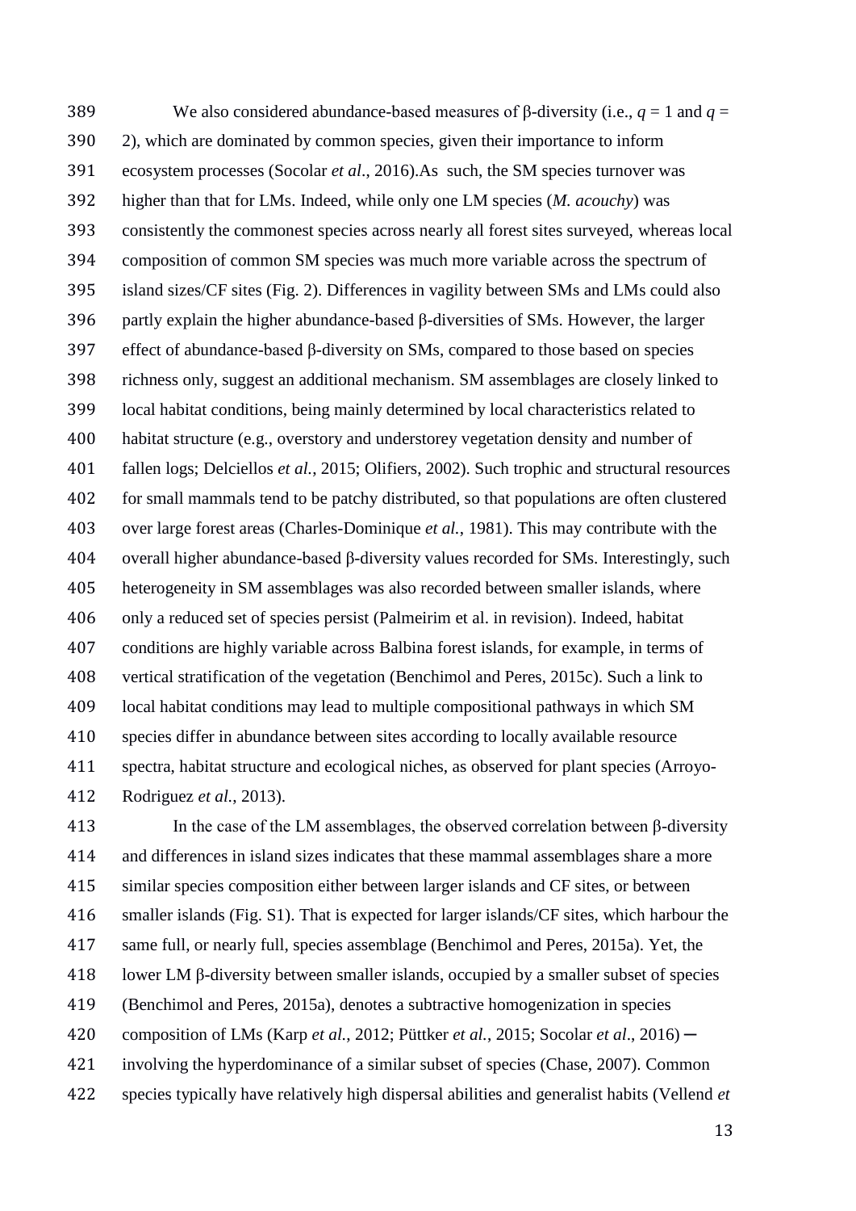We also considered abundance-based measures of β-diversity (i.e., $q = 1$ and $q = 2$), which are dominated by common species, given their importance to inform ecosystem processes (Socolar *et al*., 2016).As such, the SM species turnover was higher than that for LMs. Indeed, while only one LM species (*M. acouchy*) was consistently the commonest species across nearly all forest sites surveyed, whereas local composition of common SM species was much more variable across the spectrum of island sizes/CF sites (Fig. 2). Differences in vagility between SMs and LMs could also partly explain the higher abundance-based β-diversities of SMs. However, the larger effect of abundance-based β-diversity on SMs, compared to those based on species richness only, suggest an additional mechanism. SM assemblages are closely linked to local habitat conditions, being mainly determined by local characteristics related to habitat structure (e.g., overstory and understorey vegetation density and number of fallen logs; Delciellos *et al.*, 2015; Olifiers, 2002). Such trophic and structural resources for small mammals tend to be patchy distributed, so that populations are often clustered over large forest areas (Charles-Dominique *et al.*, 1981). This may contribute with the overall higher abundance-based β-diversity values recorded for SMs. Interestingly, such heterogeneity in SM assemblages was also recorded between smaller islands, where only a reduced set of species persist (Palmeirim et al. in revision). Indeed, habitat conditions are highly variable across Balbina forest islands, for example, in terms of vertical stratification of the vegetation (Benchimol and Peres, 2015c). Such a link to local habitat conditions may lead to multiple compositional pathways in which SM species differ in abundance between sites according to locally available resource spectra, habitat structure and ecological niches, as observed for plant species (Arroyo-Rodriguez *et al.*, 2013).

In the case of the LM assemblages, the observed correlation between β-diversity and differences in island sizes indicates that these mammal assemblages share a more similar species composition either between larger islands and CF sites, or between smaller islands (Fig. S1). That is expected for larger islands/CF sites, which harbour the same full, or nearly full, species assemblage (Benchimol and Peres, 2015a). Yet, the lower LM β-diversity between smaller islands, occupied by a smaller subset of species (Benchimol and Peres, 2015a), denotes a subtractive homogenization in species composition of LMs (Karp *et al.*, 2012; Püttker *et al.*, 2015; Socolar *et al*., 2016) ─ involving the hyperdominance of a similar subset of species (Chase, 2007). Common species typically have relatively high dispersal abilities and generalist habits (Vellend *et*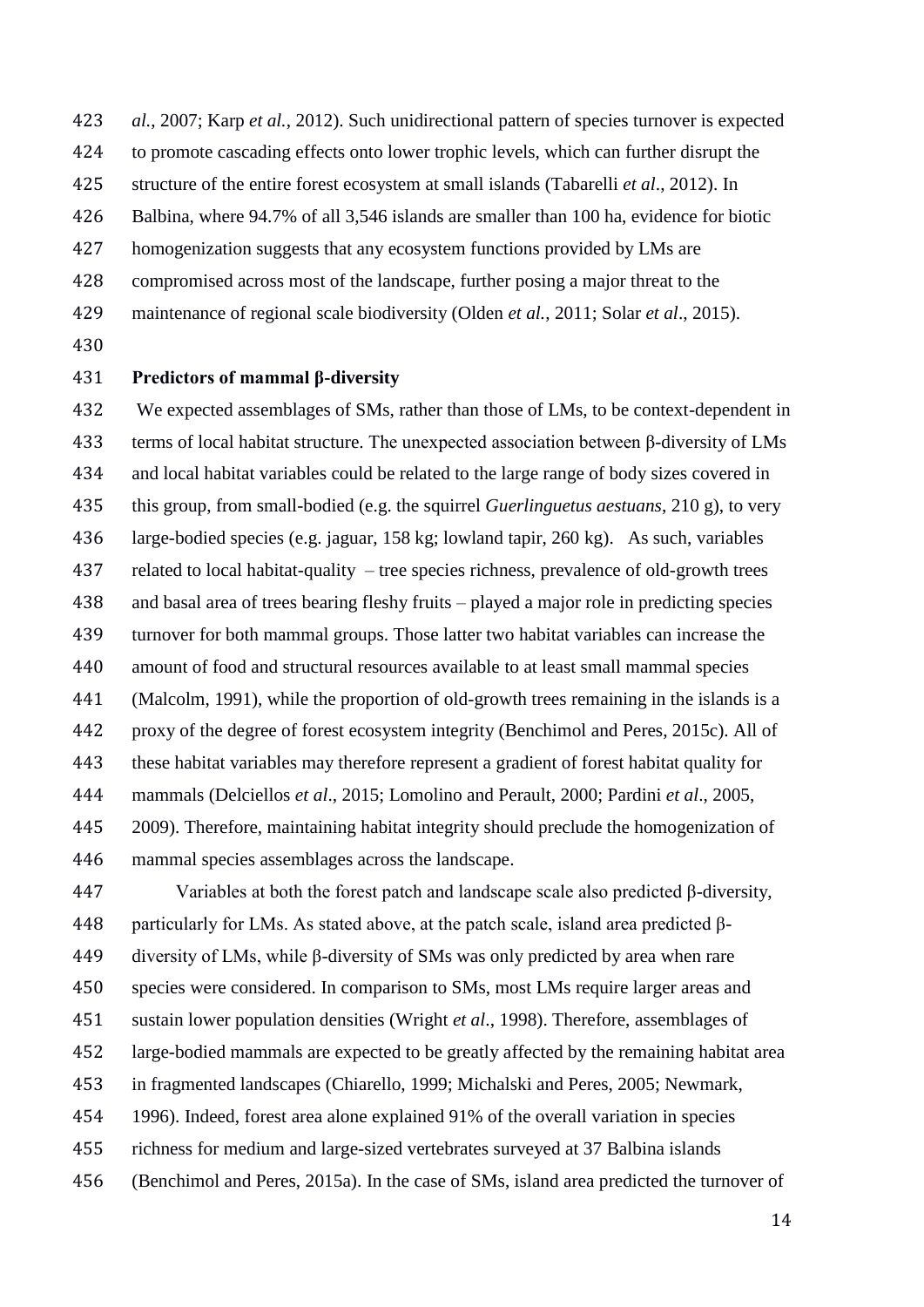*al.*, 2007; Karp *et al.*, 2012). Such unidirectional pattern of species turnover is expected to promote cascading effects onto lower trophic levels, which can further disrupt the structure of the entire forest ecosystem at small islands (Tabarelli *et al*., 2012). In Balbina, where 94.7% of all 3,546 islands are smaller than 100 ha, evidence for biotic homogenization suggests that any ecosystem functions provided by LMs are compromised across most of the landscape, further posing a major threat to the maintenance of regional scale biodiversity (Olden *et al.*, 2011; Solar *et al*., 2015).

### Predictors of mammal β-diversity

We expected assemblages of SMs, rather than those of LMs, to be context-dependent in terms of local habitat structure. The unexpected association between β-diversity of LMs and local habitat variables could be related to the large range of body sizes covered in this group, from small-bodied (e.g. the squirrel *Guerlinguetus aestuans*, 210 g), to very large-bodied species (e.g. jaguar, 158 kg; lowland tapir, 260 kg). As such, variables related to local habitat-quality – tree species richness, prevalence of old-growth trees and basal area of trees bearing fleshy fruits – played a major role in predicting species turnover for both mammal groups. Those latter two habitat variables can increase the amount of food and structural resources available to at least small mammal species (Malcolm, 1991), while the proportion of old-growth trees remaining in the islands is a proxy of the degree of forest ecosystem integrity (Benchimol and Peres, 2015c). All of these habitat variables may therefore represent a gradient of forest habitat quality for mammals (Delciellos *et al*., 2015; Lomolino and Perault, 2000; Pardini *et al*., 2005, 2009). Therefore, maintaining habitat integrity should preclude the homogenization of mammal species assemblages across the landscape.

Variables at both the forest patch and landscape scale also predicted β-diversity, particularly for LMs. As stated above, at the patch scale, island area predicted β-diversity of LMs, while β-diversity of SMs was only predicted by area when rare species were considered. In comparison to SMs, most LMs require larger areas and sustain lower population densities (Wright *et al*., 1998). Therefore, assemblages of large-bodied mammals are expected to be greatly affected by the remaining habitat area in fragmented landscapes (Chiarello, 1999; Michalski and Peres, 2005; Newmark, 1996). Indeed, forest area alone explained 91% of the overall variation in species richness for medium and large-sized vertebrates surveyed at 37 Balbina islands (Benchimol and Peres, 2015a). In the case of SMs, island area predicted the turnover of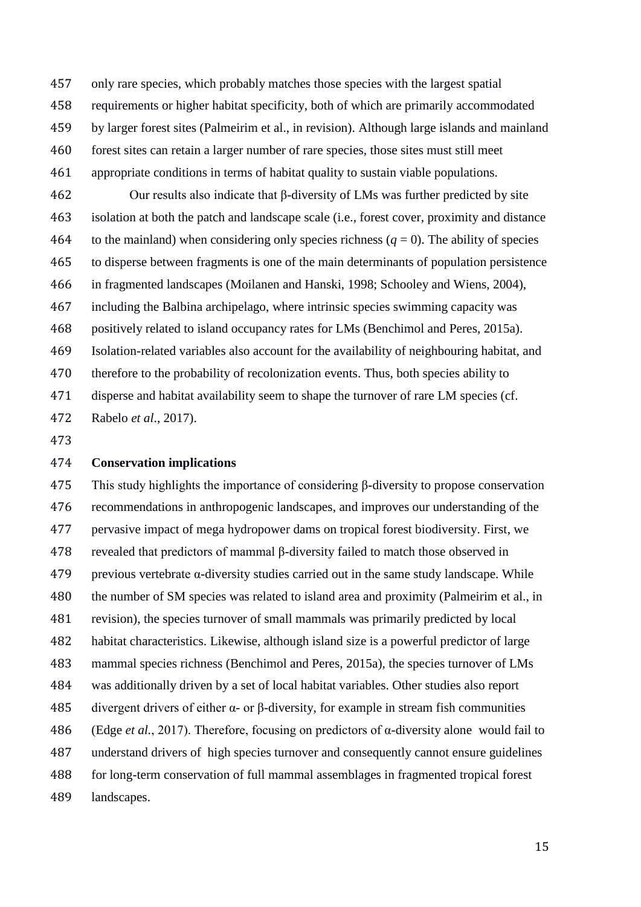only rare species, which probably matches those species with the largest spatial requirements or higher habitat specificity, both of which are primarily accommodated by larger forest sites (Palmeirim et al., in revision). Although large islands and mainland forest sites can retain a larger number of rare species, those sites must still meet appropriate conditions in terms of habitat quality to sustain viable populations.

Our results also indicate that β-diversity of LMs was further predicted by site isolation at both the patch and landscape scale (i.e., forest cover, proximity and distance to the mainland) when considering only species richness ($q = 0$). The ability of species to disperse between fragments is one of the main determinants of population persistence in fragmented landscapes (Moilanen and Hanski, 1998; Schooley and Wiens, 2004), including the Balbina archipelago, where intrinsic species swimming capacity was positively related to island occupancy rates for LMs (Benchimol and Peres, 2015a). Isolation-related variables also account for the availability of neighbouring habitat, and therefore to the probability of recolonization events. Thus, both species ability to disperse and habitat availability seem to shape the turnover of rare LM species (cf. Rabelo *et al*., 2017).

**Conservation implications**

This study highlights the importance of considering β-diversity to propose conservation recommendations in anthropogenic landscapes, and improves our understanding of the pervasive impact of mega hydropower dams on tropical forest biodiversity. First, we revealed that predictors of mammal β-diversity failed to match those observed in previous vertebrate α-diversity studies carried out in the same study landscape. While the number of SM species was related to island area and proximity (Palmeirim et al., in revision), the species turnover of small mammals was primarily predicted by local habitat characteristics. Likewise, although island size is a powerful predictor of large mammal species richness (Benchimol and Peres, 2015a), the species turnover of LMs was additionally driven by a set of local habitat variables. Other studies also report divergent drivers of either α- or β-diversity, for example in stream fish communities (Edge *et al.*, 2017). Therefore, focusing on predictors of α-diversity alone would fail to understand drivers of high species turnover and consequently cannot ensure guidelines for long-term conservation of full mammal assemblages in fragmented tropical forest landscapes.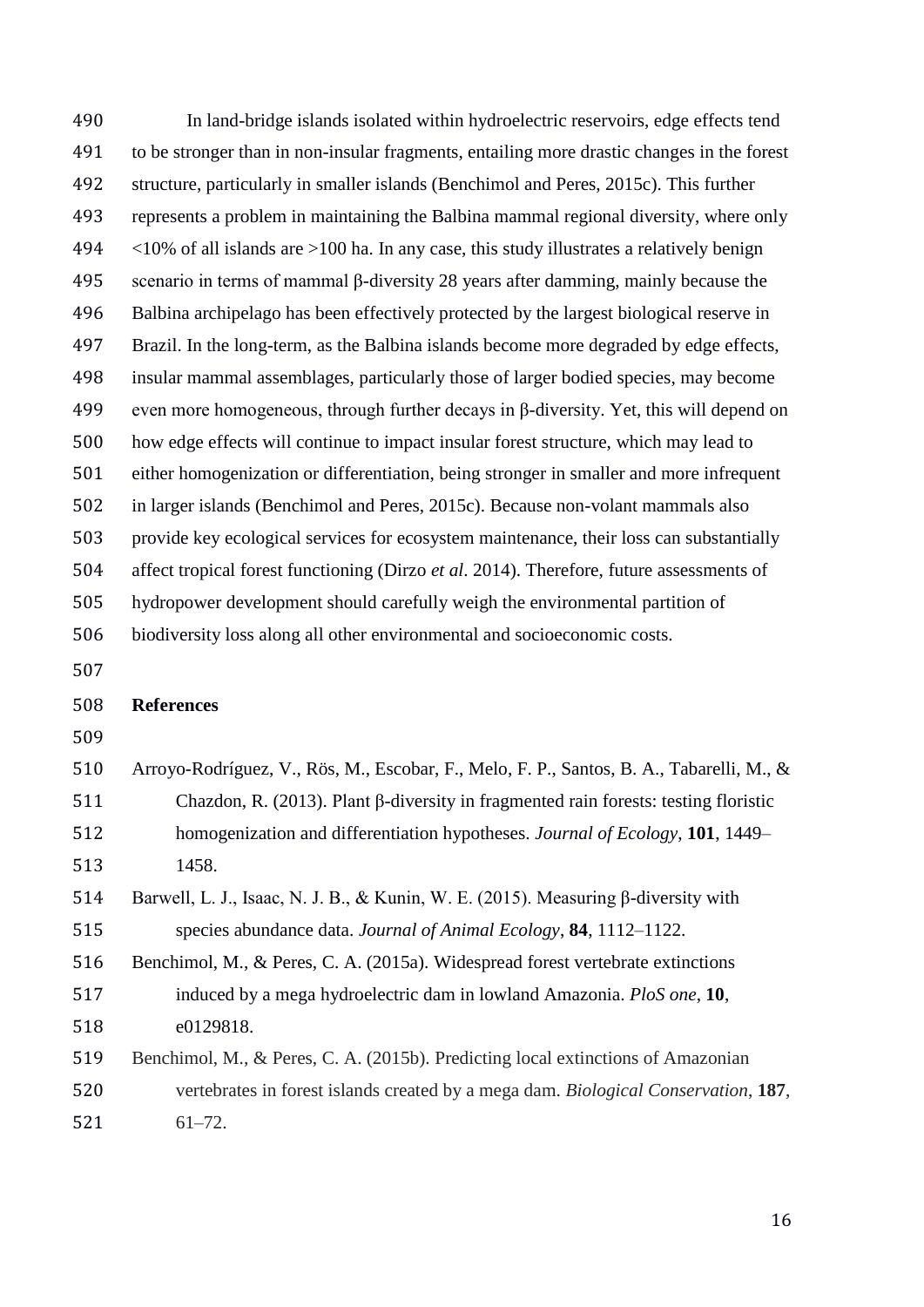In land-bridge islands isolated within hydroelectric reservoirs, edge effects tend to be stronger than in non-insular fragments, entailing more drastic changes in the forest structure, particularly in smaller islands (Benchimol and Peres, 2015c). This further represents a problem in maintaining the Balbina mammal regional diversity, where only <10% of all islands are >100 ha. In any case, this study illustrates a relatively benign scenario in terms of mammal β-diversity 28 years after damming, mainly because the Balbina archipelago has been effectively protected by the largest biological reserve in Brazil. In the long-term, as the Balbina islands become more degraded by edge effects, insular mammal assemblages, particularly those of larger bodied species, may become even more homogeneous, through further decays in β-diversity. Yet, this will depend on how edge effects will continue to impact insular forest structure, which may lead to either homogenization or differentiation, being stronger in smaller and more infrequent in larger islands (Benchimol and Peres, 2015c). Because non-volant mammals also provide key ecological services for ecosystem maintenance, their loss can substantially affect tropical forest functioning (Dirzo *et al*. 2014). Therefore, future assessments of hydropower development should carefully weigh the environmental partition of biodiversity loss along all other environmental and socioeconomic costs.

## References

Arroyo-Rodríguez, V., Rös, M., Escobar, F., Melo, F. P., Santos, B. A., Tabarelli, M., & Chazdon, R. (2013). Plant β-diversity in fragmented rain forests: testing floristic homogenization and differentiation hypotheses. *Journal of Ecology*, **101**, 1449–1458.

Barwell, L. J., Isaac, N. J. B., & Kunin, W. E. (2015). Measuring β-diversity with species abundance data. *Journal of Animal Ecology*, **84**, 1112–1122.

Benchimol, M., & Peres, C. A. (2015a). Widespread forest vertebrate extinctions induced by a mega hydroelectric dam in lowland Amazonia. *PloS one*, **10**, e0129818.

Benchimol, M., & Peres, C. A. (2015b). Predicting local extinctions of Amazonian vertebrates in forest islands created by a mega dam. *Biological Conservation*, **187**, 61–72.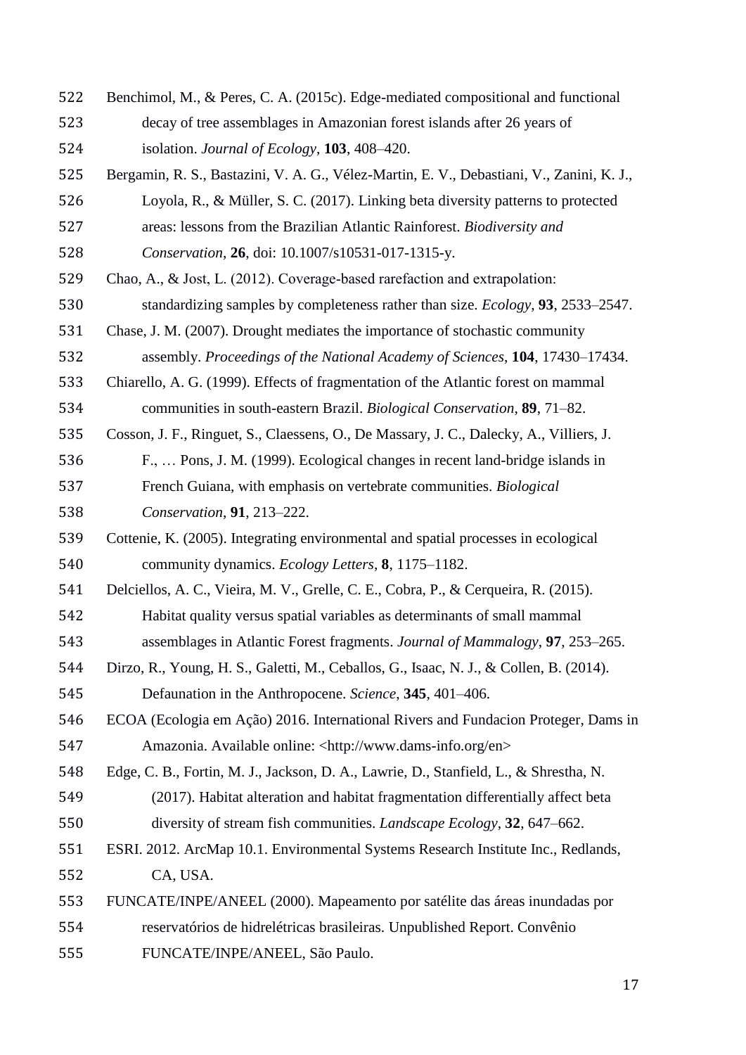Benchimol, M., & Peres, C. A. (2015c). Edge-mediated compositional and functional decay of tree assemblages in Amazonian forest islands after 26 years of isolation. *Journal of Ecology*, **103**, 408–420.

Bergamin, R. S., Bastazini, V. A. G., Vélez-Martin, E. V., Debastiani, V., Zanini, K. J., Loyola, R., & Müller, S. C. (2017). Linking beta diversity patterns to protected areas: lessons from the Brazilian Atlantic Rainforest. *Biodiversity and Conservation*, **26**, doi: 10.1007/s10531-017-1315-y.

Chao, A., & Jost, L. (2012). Coverage-based rarefaction and extrapolation: standardizing samples by completeness rather than size. *Ecology*, **93**, 2533–2547.

Chase, J. M. (2007). Drought mediates the importance of stochastic community assembly. *Proceedings of the National Academy of Sciences*, **104**, 17430–17434.

Chiarello, A. G. (1999). Effects of fragmentation of the Atlantic forest on mammal communities in south-eastern Brazil. *Biological Conservation*, **89**, 71–82.

Cosson, J. F., Ringuet, S., Claessens, O., De Massary, J. C., Dalecky, A., Villiers, J. F., … Pons, J. M. (1999). Ecological changes in recent land-bridge islands in French Guiana, with emphasis on vertebrate communities. *Biological Conservation*, **91**, 213–222.

Cottenie, K. (2005). Integrating environmental and spatial processes in ecological community dynamics. *Ecology Letters*, **8**, 1175–1182.

Delciellos, A. C., Vieira, M. V., Grelle, C. E., Cobra, P., & Cerqueira, R. (2015). Habitat quality versus spatial variables as determinants of small mammal assemblages in Atlantic Forest fragments. *Journal of Mammalogy*, **97**, 253–265.

Dirzo, R., Young, H. S., Galetti, M., Ceballos, G., Isaac, N. J., & Collen, B. (2014). Defaunation in the Anthropocene. *Science*, **345**, 401–406.

ECOA (Ecologia em Ação) 2016. International Rivers and Fundacion Proteger, Dams in Amazonia. Available online: <http://www.dams-info.org/en>

Edge, C. B., Fortin, M. J., Jackson, D. A., Lawrie, D., Stanfield, L., & Shrestha, N. (2017). Habitat alteration and habitat fragmentation differentially affect beta diversity of stream fish communities. *Landscape Ecology*, **32**, 647–662.

ESRI. 2012. ArcMap 10.1. Environmental Systems Research Institute Inc., Redlands, CA, USA.

FUNCATE/INPE/ANEEL (2000). Mapeamento por satélite das áreas inundadas por reservatórios de hidrelétricas brasileiras. Unpublished Report. Convênio FUNCATE/INPE/ANEEL, São Paulo.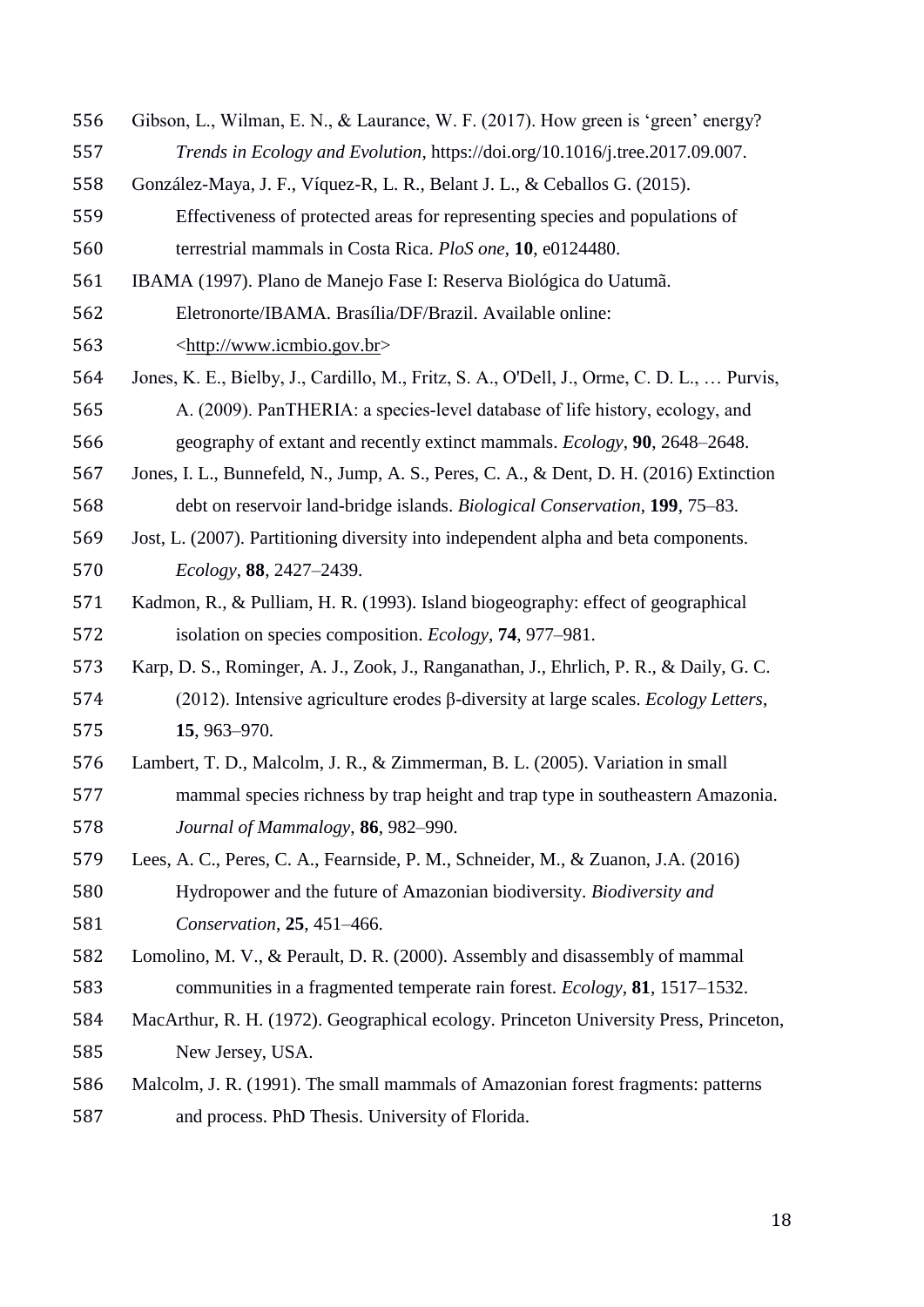Gibson, L., Wilman, E. N., & Laurance, W. F. (2017). How green is 'green' energy? *Trends in Ecology and Evolution*, https://doi.org/10.1016/j.tree.2017.09.007.

González-Maya, J. F., Víquez-R, L. R., Belant J. L., & Ceballos G. (2015). Effectiveness of protected areas for representing species and populations of terrestrial mammals in Costa Rica. *PloS one*, **10**, e0124480.

IBAMA (1997). Plano de Manejo Fase I: Reserva Biológica do Uatumã. Eletronorte/IBAMA. Brasília/DF/Brazil. Available online: <http://www.icmbio.gov.br>

Jones, K. E., Bielby, J., Cardillo, M., Fritz, S. A., O'Dell, J., Orme, C. D. L., … Purvis, A. (2009). PanTHERIA: a species-level database of life history, ecology, and geography of extant and recently extinct mammals. *Ecology*, **90**, 2648–2648.

Jones, I. L., Bunnefeld, N., Jump, A. S., Peres, C. A., & Dent, D. H. (2016) Extinction debt on reservoir land-bridge islands. *Biological Conservation*, **199**, 75–83.

Jost, L. (2007). Partitioning diversity into independent alpha and beta components. *Ecology*, **88**, 2427–2439.

Kadmon, R., & Pulliam, H. R. (1993). Island biogeography: effect of geographical isolation on species composition. *Ecology*, **74**, 977–981.

Karp, D. S., Rominger, A. J., Zook, J., Ranganathan, J., Ehrlich, P. R., & Daily, G. C. (2012). Intensive agriculture erodes β-diversity at large scales. *Ecology Letters*, **15**, 963–970.

Lambert, T. D., Malcolm, J. R., & Zimmerman, B. L. (2005). Variation in small mammal species richness by trap height and trap type in southeastern Amazonia. *Journal of Mammalogy*, **86**, 982–990.

Lees, A. C., Peres, C. A., Fearnside, P. M., Schneider, M., & Zuanon, J.A. (2016) Hydropower and the future of Amazonian biodiversity. *Biodiversity and Conservation*, **25**, 451–466.

Lomolino, M. V., & Perault, D. R. (2000). Assembly and disassembly of mammal communities in a fragmented temperate rain forest. *Ecology*, **81**, 1517–1532.

MacArthur, R. H. (1972). Geographical ecology. Princeton University Press, Princeton, New Jersey, USA.

Malcolm, J. R. (1991). The small mammals of Amazonian forest fragments: patterns and process. PhD Thesis. University of Florida.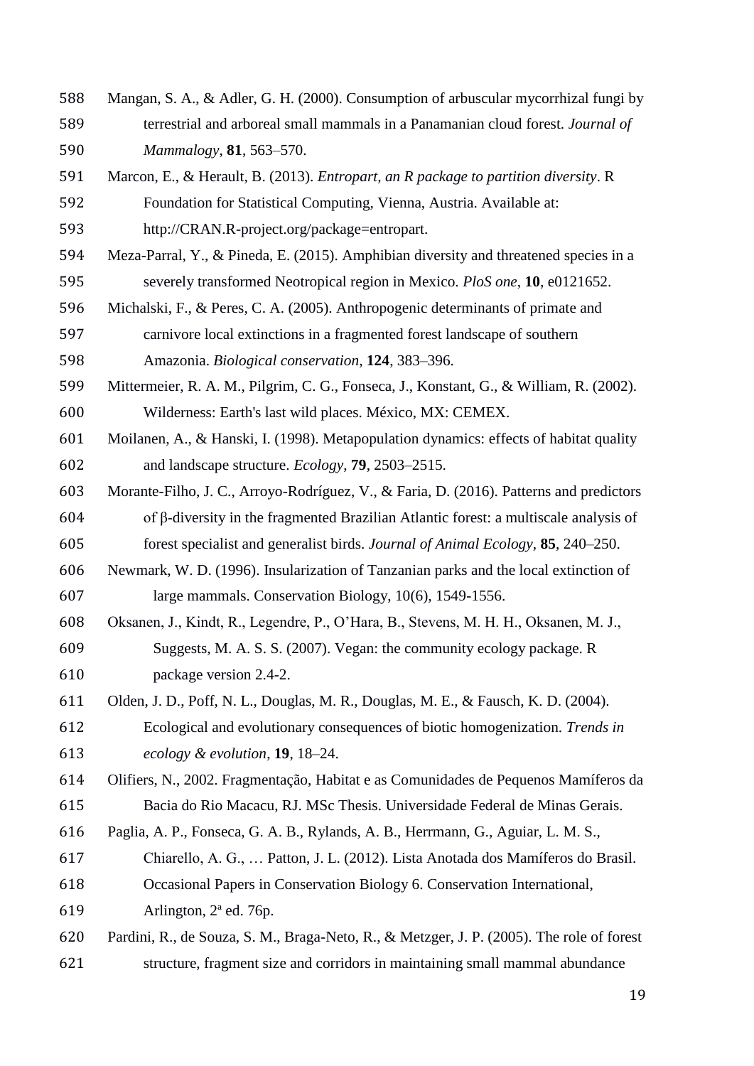Mangan, S. A., & Adler, G. H. (2000). Consumption of arbuscular mycorrhizal fungi by terrestrial and arboreal small mammals in a Panamanian cloud forest. *Journal of Mammalogy*, **81**, 563–570.

Marcon, E., & Herault, B. (2013). *Entropart, an R package to partition diversity*. R Foundation for Statistical Computing, Vienna, Austria. Available at: http://CRAN.R-project.org/package=entropart.

Meza-Parral, Y., & Pineda, E. (2015). Amphibian diversity and threatened species in a severely transformed Neotropical region in Mexico. *PloS one*, **10**, e0121652.

Michalski, F., & Peres, C. A. (2005). Anthropogenic determinants of primate and carnivore local extinctions in a fragmented forest landscape of southern Amazonia. *Biological conservation*, **124**, 383–396.

Mittermeier, R. A. M., Pilgrim, C. G., Fonseca, J., Konstant, G., & William, R. (2002). Wilderness: Earth's last wild places. México, MX: CEMEX.

Moilanen, A., & Hanski, I. (1998). Metapopulation dynamics: effects of habitat quality and landscape structure. *Ecology*, **79**, 2503–2515.

Morante-Filho, J. C., Arroyo-Rodríguez, V., & Faria, D. (2016). Patterns and predictors of β-diversity in the fragmented Brazilian Atlantic forest: a multiscale analysis of forest specialist and generalist birds. *Journal of Animal Ecology*, **85**, 240–250.

Newmark, W. D. (1996). Insularization of Tanzanian parks and the local extinction of large mammals. Conservation Biology, 10(6), 1549-1556.

Oksanen, J., Kindt, R., Legendre, P., O'Hara, B., Stevens, M. H. H., Oksanen, M. J., Suggests, M. A. S. S. (2007). Vegan: the community ecology package. R package version 2.4-2.

Olden, J. D., Poff, N. L., Douglas, M. R., Douglas, M. E., & Fausch, K. D. (2004). Ecological and evolutionary consequences of biotic homogenization. *Trends in ecology & evolution*, **19**, 18–24.

Olifiers, N., 2002. Fragmentação, Habitat e as Comunidades de Pequenos Mamíferos da Bacia do Rio Macacu, RJ. MSc Thesis. Universidade Federal de Minas Gerais.

Paglia, A. P., Fonseca, G. A. B., Rylands, A. B., Herrmann, G., Aguiar, L. M. S., Chiarello, A. G., … Patton, J. L. (2012). Lista Anotada dos Mamíferos do Brasil. Occasional Papers in Conservation Biology 6. Conservation International, Arlington, 2ª ed. 76p.

Pardini, R., de Souza, S. M., Braga-Neto, R., & Metzger, J. P. (2005). The role of forest structure, fragment size and corridors in maintaining small mammal abundance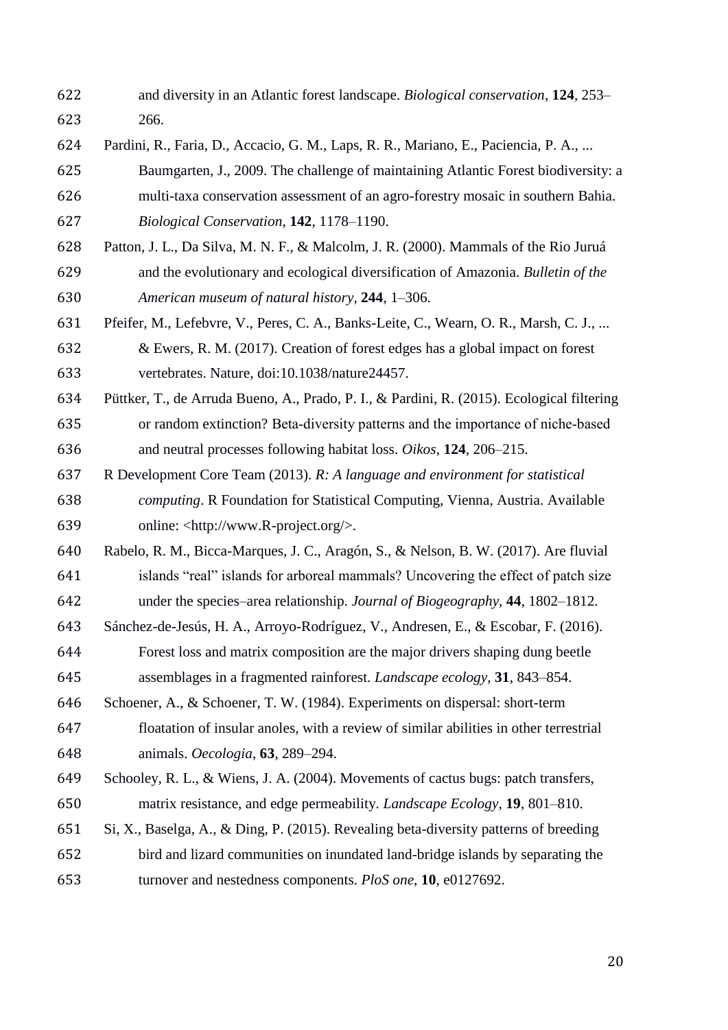and diversity in an Atlantic forest landscape. *Biological conservation*, **124**, 253–266.

Pardini, R., Faria, D., Accacio, G. M., Laps, R. R., Mariano, E., Paciencia, P. A., ... Baumgarten, J., 2009. The challenge of maintaining Atlantic Forest biodiversity: a multi-taxa conservation assessment of an agro-forestry mosaic in southern Bahia. *Biological Conservation*, **142**, 1178–1190.

Patton, J. L., Da Silva, M. N. F., & Malcolm, J. R. (2000). Mammals of the Rio Juruá and the evolutionary and ecological diversification of Amazonia. *Bulletin of the American museum of natural history*, **244**, 1–306.

Pfeifer, M., Lefebvre, V., Peres, C. A., Banks-Leite, C., Wearn, O. R., Marsh, C. J., ... & Ewers, R. M. (2017). Creation of forest edges has a global impact on forest vertebrates. Nature, doi:10.1038/nature24457.

Püttker, T., de Arruda Bueno, A., Prado, P. I., & Pardini, R. (2015). Ecological filtering or random extinction? Beta-diversity patterns and the importance of niche-based and neutral processes following habitat loss. *Oikos*, **124**, 206–215.

R Development Core Team (2013). *R: A language and environment for statistical computing*. R Foundation for Statistical Computing, Vienna, Austria. Available online: <http://www.R-project.org/>.

Rabelo, R. M., Bicca-Marques, J. C., Aragón, S., & Nelson, B. W. (2017). Are fluvial islands "real" islands for arboreal mammals? Uncovering the effect of patch size under the species–area relationship. *Journal of Biogeography*, **44**, 1802–1812.

Sánchez-de-Jesús, H. A., Arroyo-Rodríguez, V., Andresen, E., & Escobar, F. (2016). Forest loss and matrix composition are the major drivers shaping dung beetle assemblages in a fragmented rainforest. *Landscape ecology*, **31**, 843–854.

Schoener, A., & Schoener, T. W. (1984). Experiments on dispersal: short-term floatation of insular anoles, with a review of similar abilities in other terrestrial animals. *Oecologia*, **63**, 289–294.

Schooley, R. L., & Wiens, J. A. (2004). Movements of cactus bugs: patch transfers, matrix resistance, and edge permeability. *Landscape Ecology*, **19**, 801–810.

Si, X., Baselga, A., & Ding, P. (2015). Revealing beta-diversity patterns of breeding bird and lizard communities on inundated land-bridge islands by separating the turnover and nestedness components. *PloS one*, **10**, e0127692.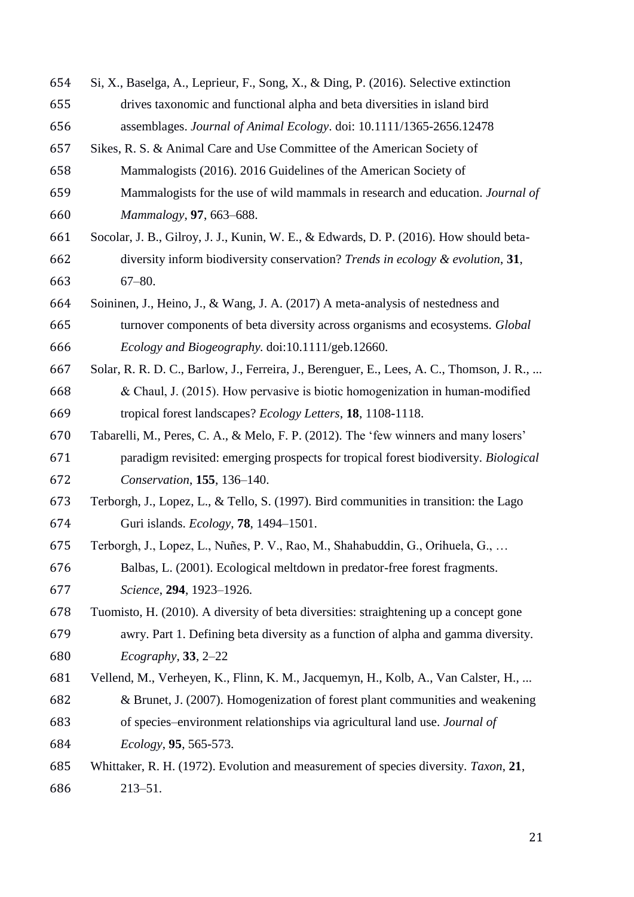Si, X., Baselga, A., Leprieur, F., Song, X., & Ding, P. (2016). Selective extinction drives taxonomic and functional alpha and beta diversities in island bird assemblages. *Journal of Animal Ecology*. doi: 10.1111/1365-2656.12478

Sikes, R. S. & Animal Care and Use Committee of the American Society of Mammalogists (2016). 2016 Guidelines of the American Society of Mammalogists for the use of wild mammals in research and education. *Journal of Mammalogy*, **97**, 663–688.

Socolar, J. B., Gilroy, J. J., Kunin, W. E., & Edwards, D. P. (2016). How should beta-diversity inform biodiversity conservation? *Trends in ecology & evolution*, **31**, 67–80.

Soininen, J., Heino, J., & Wang, J. A. (2017) A meta-analysis of nestedness and turnover components of beta diversity across organisms and ecosystems. *Global Ecology and Biogeography.* doi:10.1111/geb.12660.

Solar, R. R. D. C., Barlow, J., Ferreira, J., Berenguer, E., Lees, A. C., Thomson, J. R., ... & Chaul, J. (2015). How pervasive is biotic homogenization in human-modified tropical forest landscapes? *Ecology Letters*, **18**, 1108-1118.

Tabarelli, M., Peres, C. A., & Melo, F. P. (2012). The 'few winners and many losers' paradigm revisited: emerging prospects for tropical forest biodiversity. *Biological Conservation*, **155**, 136–140.

Terborgh, J., Lopez, L., & Tello, S. (1997). Bird communities in transition: the Lago Guri islands. *Ecology*, **78**, 1494–1501.

Terborgh, J., Lopez, L., Nuñes, P. V., Rao, M., Shahabuddin, G., Orihuela, G., … Balbas, L. (2001). Ecological meltdown in predator-free forest fragments. *Science*, **294**, 1923–1926.

Tuomisto, H. (2010). A diversity of beta diversities: straightening up a concept gone awry. Part 1. Defining beta diversity as a function of alpha and gamma diversity. *Ecography*, **33**, 2–22

Vellend, M., Verheyen, K., Flinn, K. M., Jacquemyn, H., Kolb, A., Van Calster, H., ... & Brunet, J. (2007). Homogenization of forest plant communities and weakening of species–environment relationships via agricultural land use. *Journal of Ecology*, **95**, 565-573.

Whittaker, R. H. (1972). Evolution and measurement of species diversity. *Taxon*, **21**, 213–51.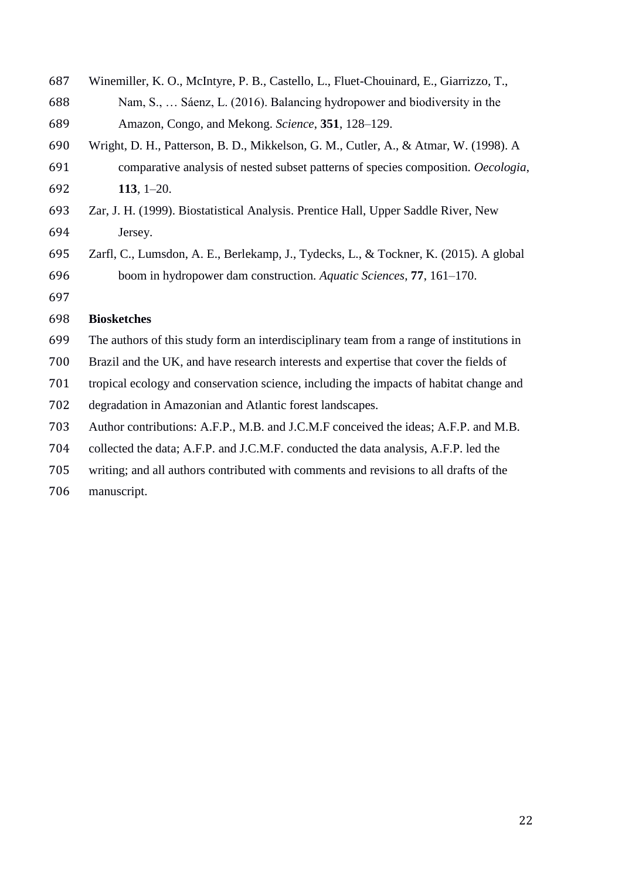Winemiller, K. O., McIntyre, P. B., Castello, L., Fluet-Chouinard, E., Giarrizzo, T., Nam, S., … Sáenz, L. (2016). Balancing hydropower and biodiversity in the Amazon, Congo, and Mekong. *Science*, **351**, 128–129.

Wright, D. H., Patterson, B. D., Mikkelson, G. M., Cutler, A., & Atmar, W. (1998). A comparative analysis of nested subset patterns of species composition. *Oecologia*, **113**, 1–20.

Zar, J. H. (1999). Biostatistical Analysis. Prentice Hall, Upper Saddle River, New Jersey.

Zarfl, C., Lumsdon, A. E., Berlekamp, J., Tydecks, L., & Tockner, K. (2015). A global boom in hydropower dam construction. *Aquatic Sciences*, **77**, 161–170.

**Biosketches**

The authors of this study form an interdisciplinary team from a range of institutions in Brazil and the UK, and have research interests and expertise that cover the fields of tropical ecology and conservation science, including the impacts of habitat change and degradation in Amazonian and Atlantic forest landscapes.

Author contributions: A.F.P., M.B. and J.C.M.F conceived the ideas; A.F.P. and M.B. collected the data; A.F.P. and J.C.M.F. conducted the data analysis, A.F.P. led the writing; and all authors contributed with comments and revisions to all drafts of the manuscript.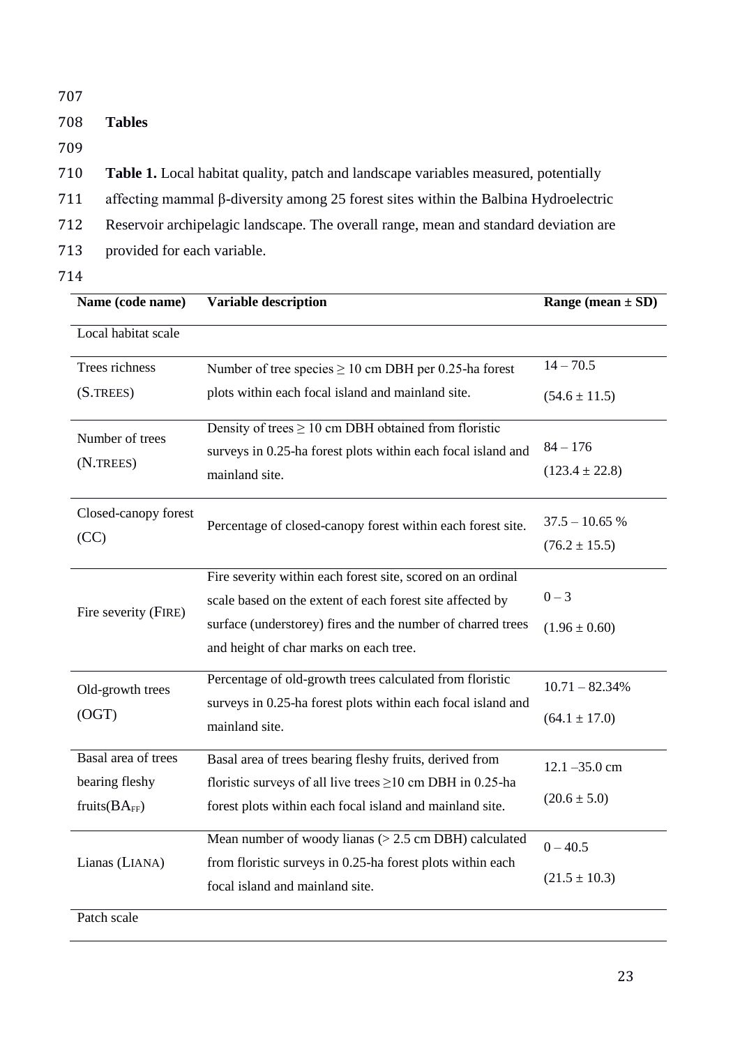## Tables

**Table 1.** Local habitat quality, patch and landscape variables measured, potentially affecting mammal β-diversity among 25 forest sites within the Balbina Hydroelectric Reservoir archipelagic landscape. The overall range, mean and standard deviation are provided for each variable.

| Name (code name) | Variable description | Range (mean ± SD) |
|---|---|---|
| Local habitat scale | | |
| Trees richness (S.TREES) | Number of tree species ≥ 10 cm DBH per 0.25-ha forest plots within each focal island and mainland site. | 14 – 70.5 (54.6 ± 11.5) |
| Number of trees (N.TREES) | Density of trees ≥ 10 cm DBH obtained from floristic surveys in 0.25-ha forest plots within each focal island and mainland site. | 84 – 176 (123.4 ± 22.8) |
| Closed-canopy forest (CC) | Percentage of closed-canopy forest within each forest site. | 37.5 – 10.65 % (76.2 ± 15.5) |
| Fire severity (FIRE) | Fire severity within each forest site, scored on an ordinal scale based on the extent of each forest site affected by surface (understorey) fires and the number of charred trees and height of char marks on each tree. | 0 – 3 (1.96 ± 0.60) |
| Old-growth trees (OGT) | Percentage of old-growth trees calculated from floristic surveys in 0.25-ha forest plots within each focal island and mainland site. | 10.71 – 82.34% (64.1 ± 17.0) |
| Basal area of trees bearing fleshy fruits($BA_{FF}$) | Basal area of trees bearing fleshy fruits, derived from floristic surveys of all live trees ≥10 cm DBH in 0.25-ha forest plots within each focal island and mainland site. | 12.1 –35.0 cm (20.6 ± 5.0) |
| Lianas (LIANA) | Mean number of woody lianas (> 2.5 cm DBH) calculated from floristic surveys in 0.25-ha forest plots within each focal island and mainland site. | 0 – 40.5 (21.5 ± 10.3) |
| Patch scale | | |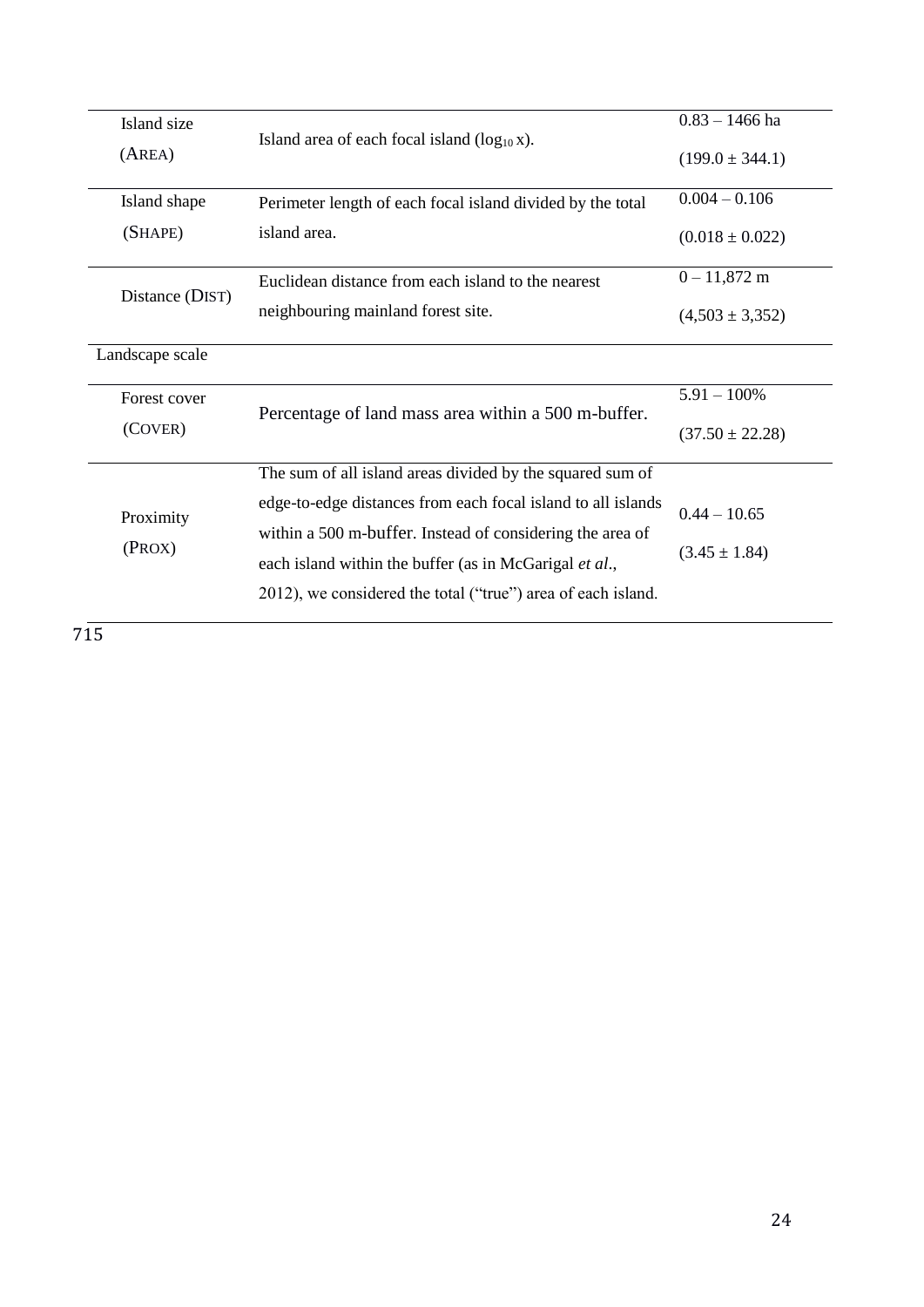| | | |
|---|---|---|
| Island size (AREA) | Island area of each focal island ($\log_{10}$ x). | 0.83 – 1466 ha (199.0 ± 344.1) |
| Island shape (SHAPE) | Perimeter length of each focal island divided by the total island area. | 0.004 – 0.106 (0.018 ± 0.022) |
| Distance (DIST) | Euclidean distance from each island to the nearest neighbouring mainland forest site. | 0 – 11,872 m (4,503 ± 3,352) |
| Landscape scale | | |
| Forest cover (COVER) | Percentage of land mass area within a 500 m-buffer. | 5.91 – 100% (37.50 ± 22.28) |
| Proximity (PROX) | The sum of all island areas divided by the squared sum of edge-to-edge distances from each focal island to all islands within a 500 m-buffer. Instead of considering the area of each island within the buffer (as in McGarigal *et al.*, 2012), we considered the total ("true") area of each island. | 0.44 – 10.65 (3.45 ± 1.84) |

715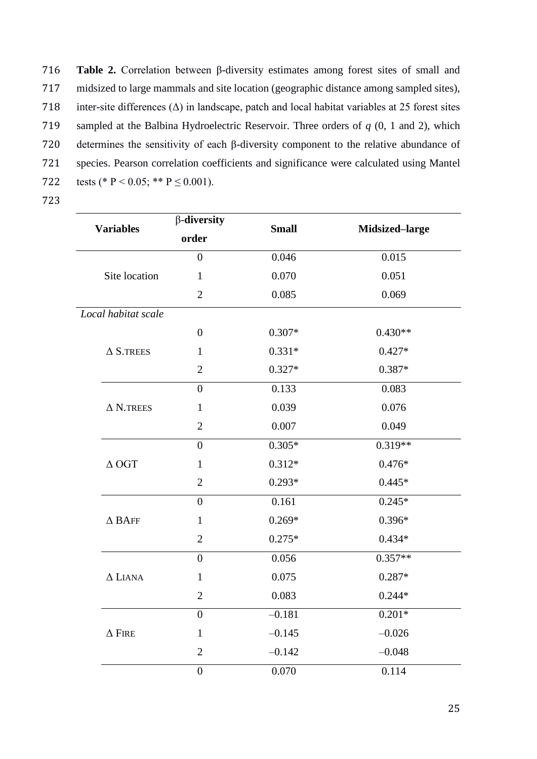**Table 2.** Correlation between β-diversity estimates among forest sites of small and midsized to large mammals and site location (geographic distance among sampled sites), inter-site differences (Δ) in landscape, patch and local habitat variables at 25 forest sites sampled at the Balbina Hydroelectric Reservoir. Three orders of *q* (0, 1 and 2), which determines the sensitivity of each β-diversity component to the relative abundance of species. Pearson correlation coefficients and significance were calculated using Mantel tests (* P < 0.05; ** P ≤ 0.001).

| Variables | β-diversity order | Small | Midsized–large |
|---|---|---|---|
| Site location | 0 | 0.046 | 0.015 |
| | 1 | 0.070 | 0.051 |
| | 2 | 0.085 | 0.069 |
| *Local habitat scale* | | | |
| Δ S.TREES | 0 | 0.307* | 0.430** |
| | 1 | 0.331* | 0.427* |
| | 2 | 0.327* | 0.387* |
| Δ N.TREES | 0 | 0.133 | 0.083 |
| | 1 | 0.039 | 0.076 |
| | 2 | 0.007 | 0.049 |
| Δ OGT | 0 | 0.305* | 0.319** |
| | 1 | 0.312* | 0.476* |
| | 2 | 0.293* | 0.445* |
| Δ BAFF | 0 | 0.161 | 0.245* |
| | 1 | 0.269* | 0.396* |
| | 2 | 0.275* | 0.434* |
| Δ LIANA | 0 | 0.056 | 0.357** |
| | 1 | 0.075 | 0.287* |
| | 2 | 0.083 | 0.244* |
| Δ FIRE | 0 | –0.181 | 0.201* |
| | 1 | –0.145 | –0.026 |
| | 2 | –0.142 | –0.048 |
| | 0 | 0.070 | 0.114 |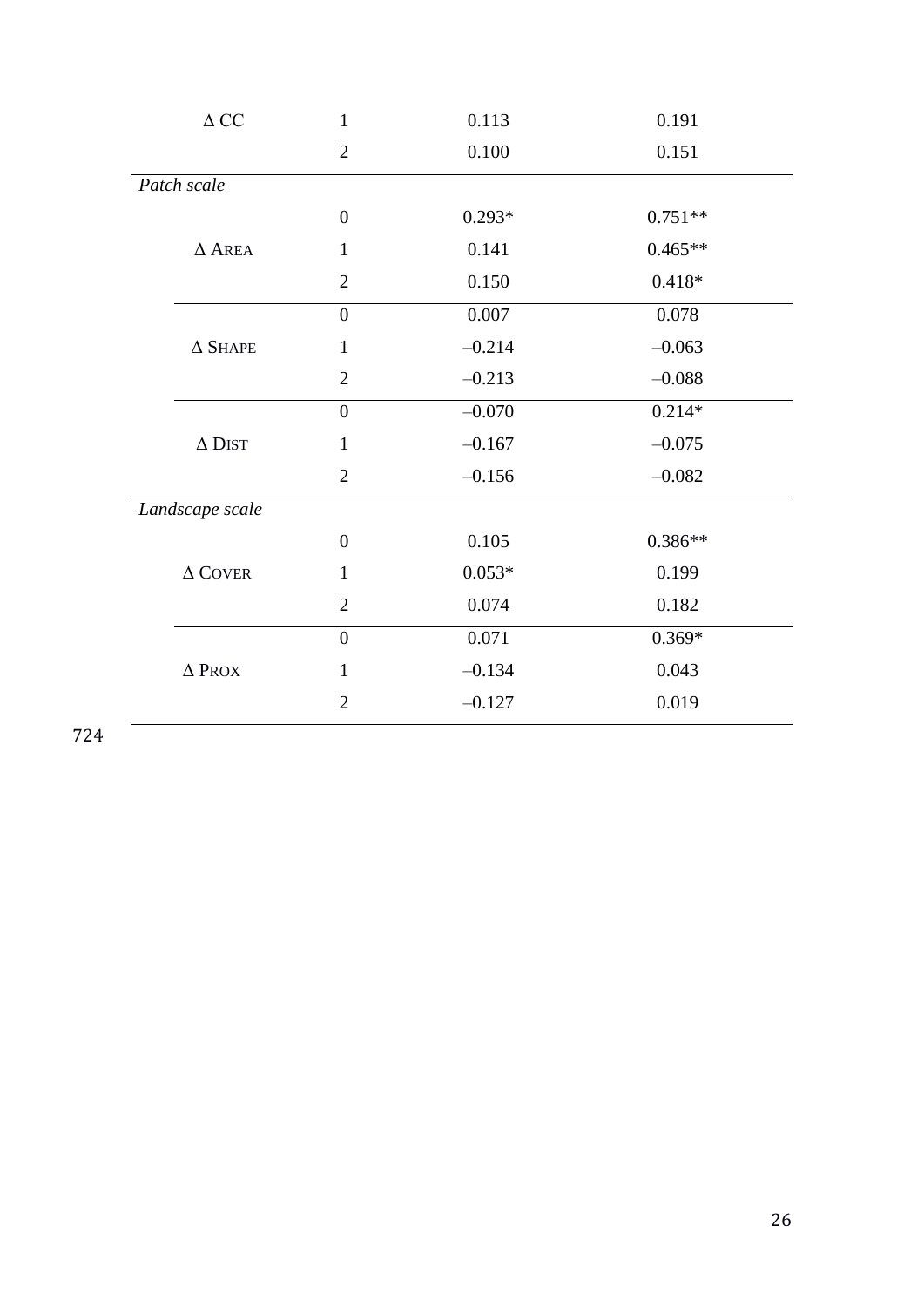| | | | |
|---|---|---|---|
| Δ CC | 1 | 0.113 | 0.191 |
| | 2 | 0.100 | 0.151 |
| *Patch scale* | | | |
| | 0 | 0.293* | 0.751** |
| Δ AREA | 1 | 0.141 | 0.465** |
| | 2 | 0.150 | 0.418* |
| | 0 | 0.007 | 0.078 |
| Δ SHAPE | 1 | –0.214 | –0.063 |
| | 2 | –0.213 | –0.088 |
| | 0 | –0.070 | 0.214* |
| Δ DIST | 1 | –0.167 | –0.075 |
| | 2 | –0.156 | –0.082 |
| *Landscape scale* | | | |
| | 0 | 0.105 | 0.386** |
| Δ COVER | 1 | 0.053* | 0.199 |
| | 2 | 0.074 | 0.182 |
| | 0 | 0.071 | 0.369* |
| Δ PROX | 1 | –0.134 | 0.043 |
| | 2 | –0.127 | 0.019 |

724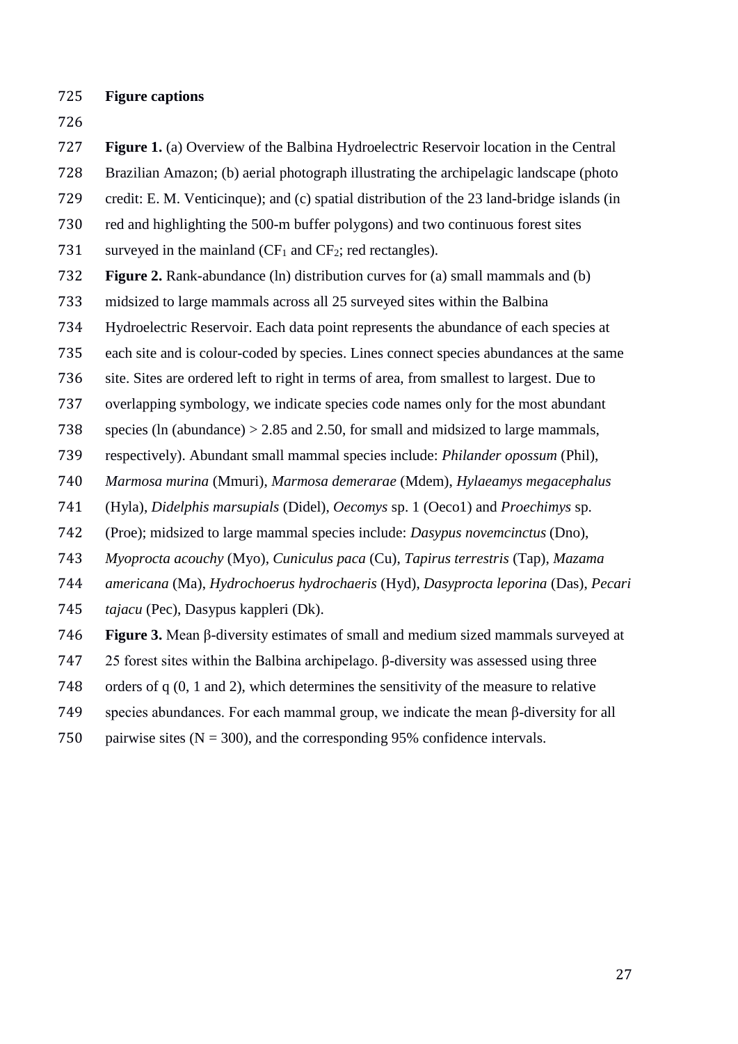**Figure captions**

**Figure 1.** (a) Overview of the Balbina Hydroelectric Reservoir location in the Central Brazilian Amazon; (b) aerial photograph illustrating the archipelagic landscape (photo credit: E. M. Venticinque); and (c) spatial distribution of the 23 land-bridge islands (in red and highlighting the 500-m buffer polygons) and two continuous forest sites surveyed in the mainland ($CF_1$ and $CF_2$; red rectangles).

**Figure 2.** Rank-abundance (ln) distribution curves for (a) small mammals and (b) midsized to large mammals across all 25 surveyed sites within the Balbina Hydroelectric Reservoir. Each data point represents the abundance of each species at each site and is colour-coded by species. Lines connect species abundances at the same site. Sites are ordered left to right in terms of area, from smallest to largest. Due to overlapping symbology, we indicate species code names only for the most abundant species (ln (abundance) > 2.85 and 2.50, for small and midsized to large mammals, respectively). Abundant small mammal species include: *Philander opossum* (Phil), *Marmosa murina* (Mmuri), *Marmosa demerarae* (Mdem), *Hylaeamys megacephalus* (Hyla), *Didelphis marsupials* (Didel), *Oecomys* sp. 1 (Oeco1) and *Proechimys* sp. (Proe); midsized to large mammal species include: *Dasypus novemcinctus* (Dno), *Myoprocta acouchy* (Myo), *Cuniculus paca* (Cu), *Tapirus terrestris* (Tap), *Mazama americana* (Ma), *Hydrochoerus hydrochaeris* (Hyd), *Dasyprocta leporina* (Das), *Pecari tajacu* (Pec), Dasypus kappleri (Dk).

**Figure 3.** Mean β-diversity estimates of small and medium sized mammals surveyed at 25 forest sites within the Balbina archipelago. β-diversity was assessed using three orders of q (0, 1 and 2), which determines the sensitivity of the measure to relative species abundances. For each mammal group, we indicate the mean β-diversity for all pairwise sites ($N = 300$), and the corresponding 95% confidence intervals.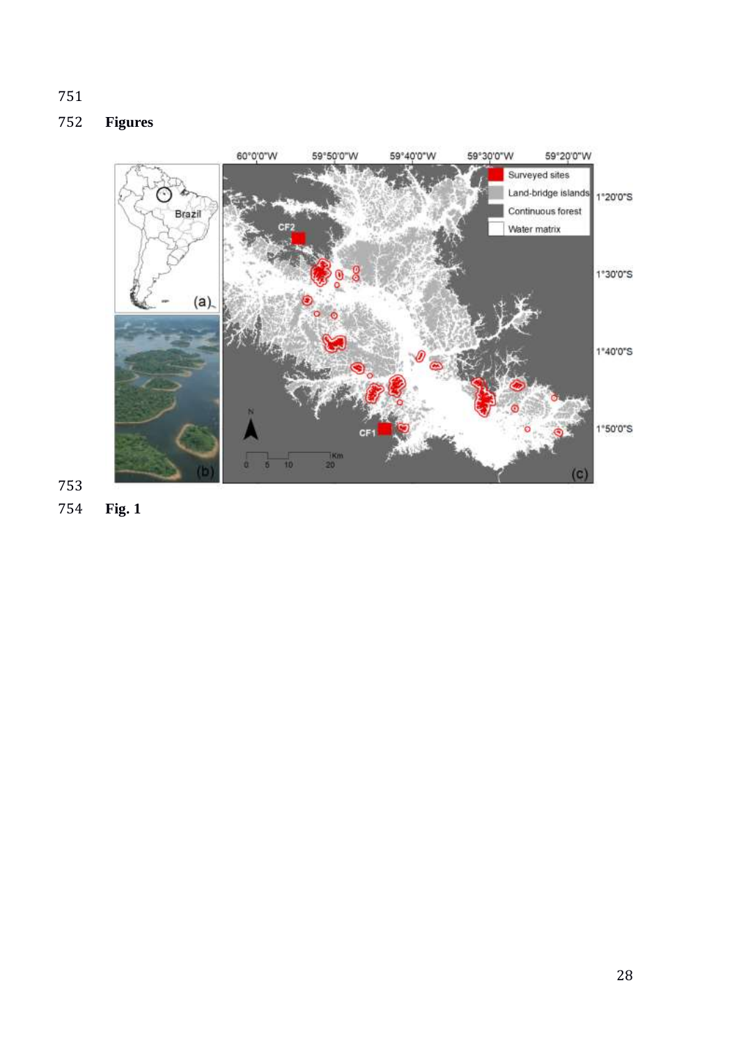## Figures

Fig. 1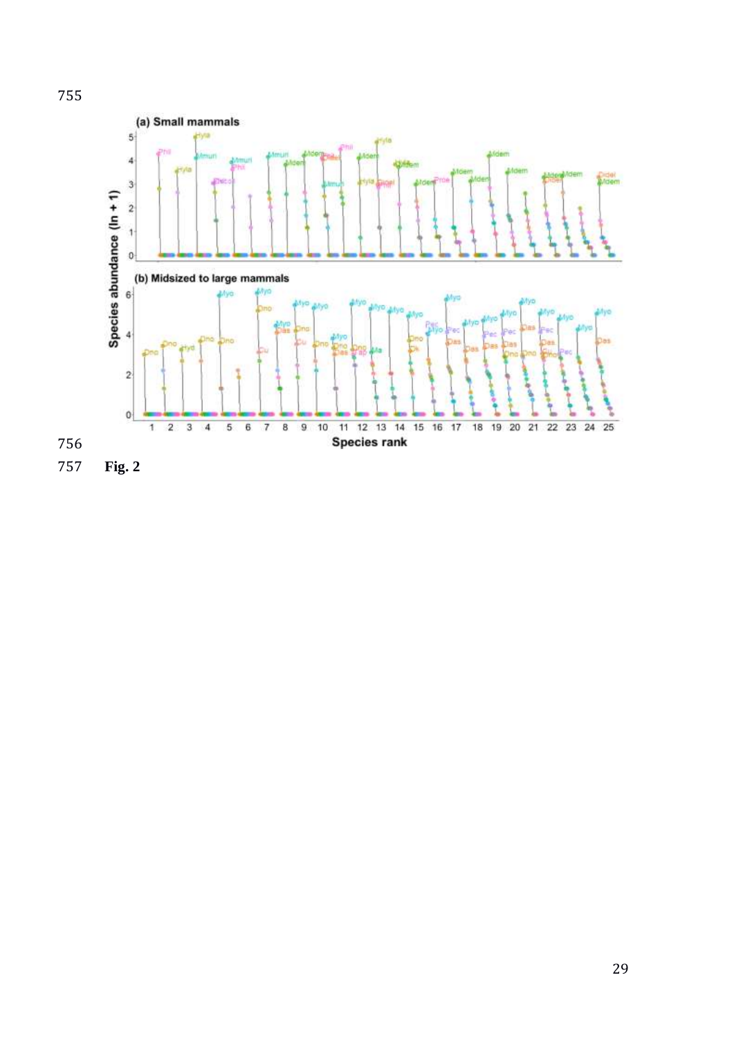Fig. 2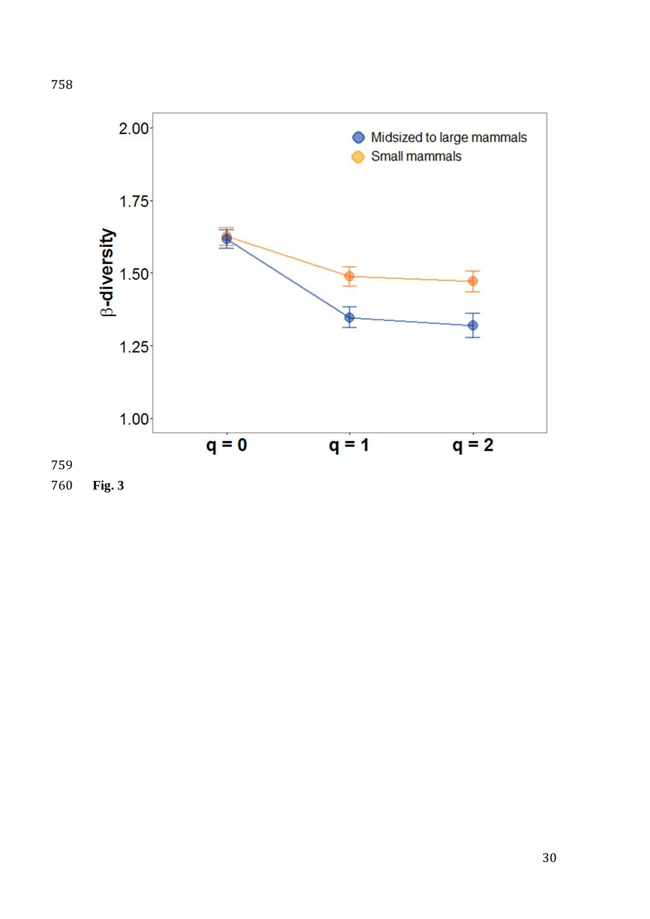2.00
1.75
1.50
1.25
1.00

β-diversity

Midsized to large mammals
Small mammals

q = 0
q = 1
q = 2

**Fig. 3**